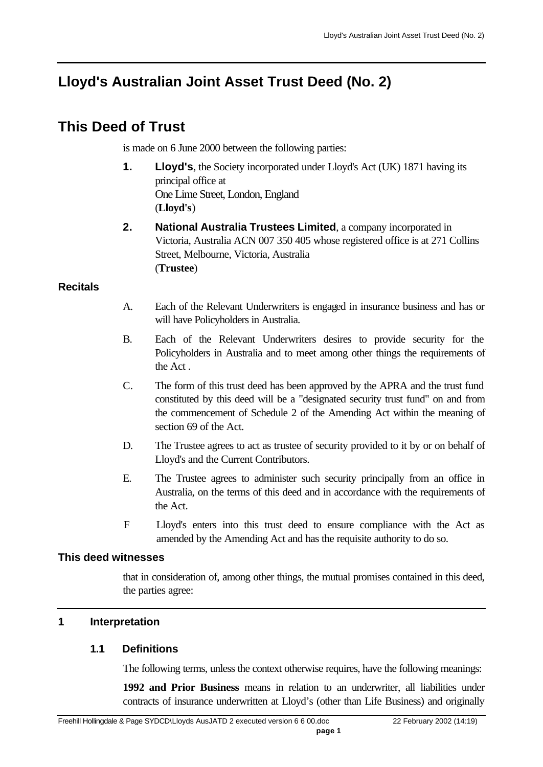# Lloyd's Australian Joint Asset Trust Deed (No. 2)

# This Deed of Trust

is made on 6 June 2000 between the following parties:

1. **Lloyd's**, the Society incorporated under Lloyd's Act (UK) 1871 having its principal office at
   One Lime Street, London, England
   (**Lloyd's**)

2. **National Australia Trustees Limited**, a company incorporated in Victoria, Australia ACN 007 350 405 whose registered office is at 271 Collins Street, Melbourne, Victoria, Australia
   (**Trustee**)

## Recitals

A. Each of the Relevant Underwriters is engaged in insurance business and has or will have Policyholders in Australia.

B. Each of the Relevant Underwriters desires to provide security for the Policyholders in Australia and to meet among other things the requirements of the Act .

C. The form of this trust deed has been approved by the APRA and the trust fund constituted by this deed will be a "designated security trust fund" on and from the commencement of Schedule 2 of the Amending Act within the meaning of section 69 of the Act.

D. The Trustee agrees to act as trustee of security provided to it by or on behalf of Lloyd's and the Current Contributors.

E. The Trustee agrees to administer such security principally from an office in Australia, on the terms of this deed and in accordance with the requirements of the Act.

F Lloyd's enters into this trust deed to ensure compliance with the Act as amended by the Amending Act and has the requisite authority to do so.

## This deed witnesses

that in consideration of, among other things, the mutual promises contained in this deed, the parties agree:

## 1 Interpretation

### 1.1 Definitions

The following terms, unless the context otherwise requires, have the following meanings:

**1992 and Prior Business** means in relation to an underwriter, all liabilities under contracts of insurance underwritten at Lloyd's (other than Life Business) and originally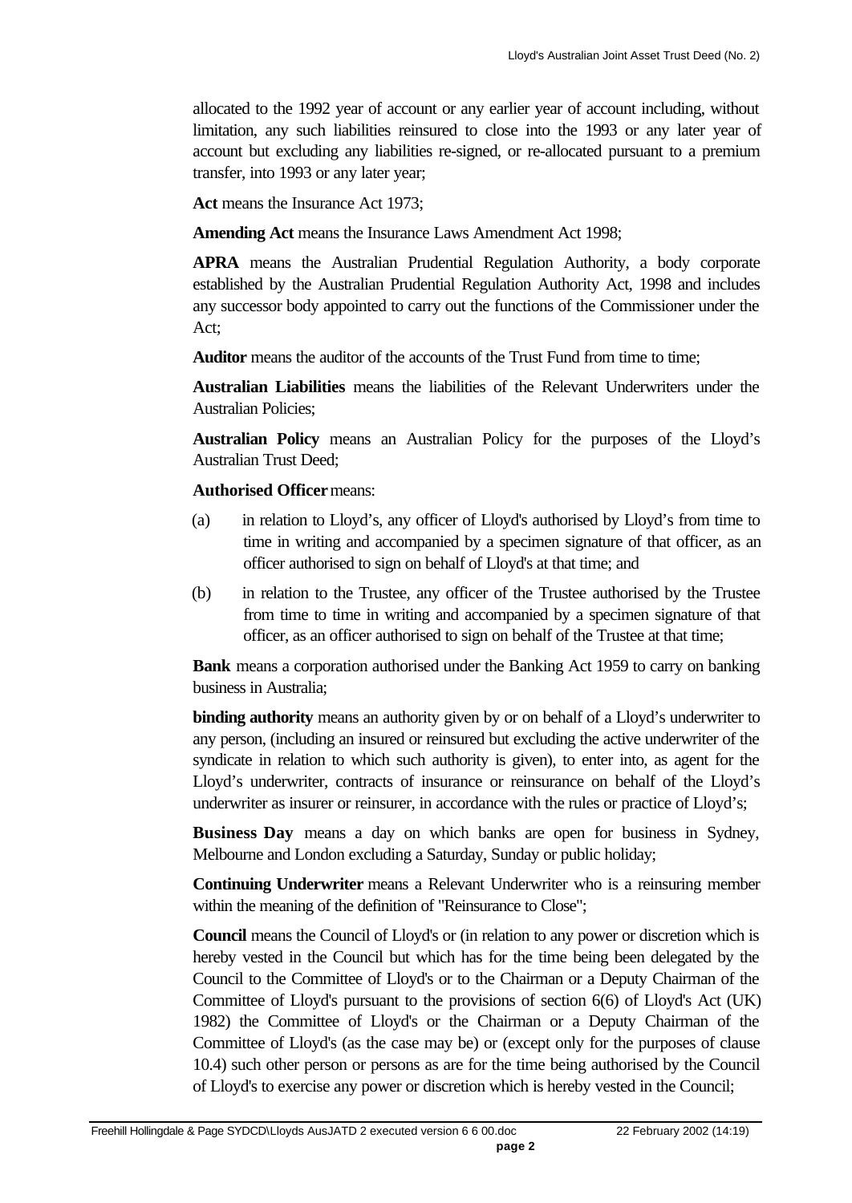allocated to the 1992 year of account or any earlier year of account including, without limitation, any such liabilities reinsured to close into the 1993 or any later year of account but excluding any liabilities re-signed, or re-allocated pursuant to a premium transfer, into 1993 or any later year;

**Act** means the Insurance Act 1973;

**Amending Act** means the Insurance Laws Amendment Act 1998;

**APRA** means the Australian Prudential Regulation Authority, a body corporate established by the Australian Prudential Regulation Authority Act, 1998 and includes any successor body appointed to carry out the functions of the Commissioner under the Act;

**Auditor** means the auditor of the accounts of the Trust Fund from time to time;

**Australian Liabilities** means the liabilities of the Relevant Underwriters under the Australian Policies;

**Australian Policy** means an Australian Policy for the purposes of the Lloyd's Australian Trust Deed;

**Authorised Officer** means:

(a) in relation to Lloyd's, any officer of Lloyd's authorised by Lloyd's from time to time in writing and accompanied by a specimen signature of that officer, as an officer authorised to sign on behalf of Lloyd's at that time; and

(b) in relation to the Trustee, any officer of the Trustee authorised by the Trustee from time to time in writing and accompanied by a specimen signature of that officer, as an officer authorised to sign on behalf of the Trustee at that time;

**Bank** means a corporation authorised under the Banking Act 1959 to carry on banking business in Australia;

**binding authority** means an authority given by or on behalf of a Lloyd's underwriter to any person, (including an insured or reinsured but excluding the active underwriter of the syndicate in relation to which such authority is given), to enter into, as agent for the Lloyd's underwriter, contracts of insurance or reinsurance on behalf of the Lloyd's underwriter as insurer or reinsurer, in accordance with the rules or practice of Lloyd's;

**Business Day** means a day on which banks are open for business in Sydney, Melbourne and London excluding a Saturday, Sunday or public holiday;

**Continuing Underwriter** means a Relevant Underwriter who is a reinsuring member within the meaning of the definition of "Reinsurance to Close";

**Council** means the Council of Lloyd's or (in relation to any power or discretion which is hereby vested in the Council but which has for the time being been delegated by the Council to the Committee of Lloyd's or to the Chairman or a Deputy Chairman of the Committee of Lloyd's pursuant to the provisions of section 6(6) of Lloyd's Act (UK) 1982) the Committee of Lloyd's or the Chairman or a Deputy Chairman of the Committee of Lloyd's (as the case may be) or (except only for the purposes of clause 10.4) such other person or persons as are for the time being authorised by the Council of Lloyd's to exercise any power or discretion which is hereby vested in the Council;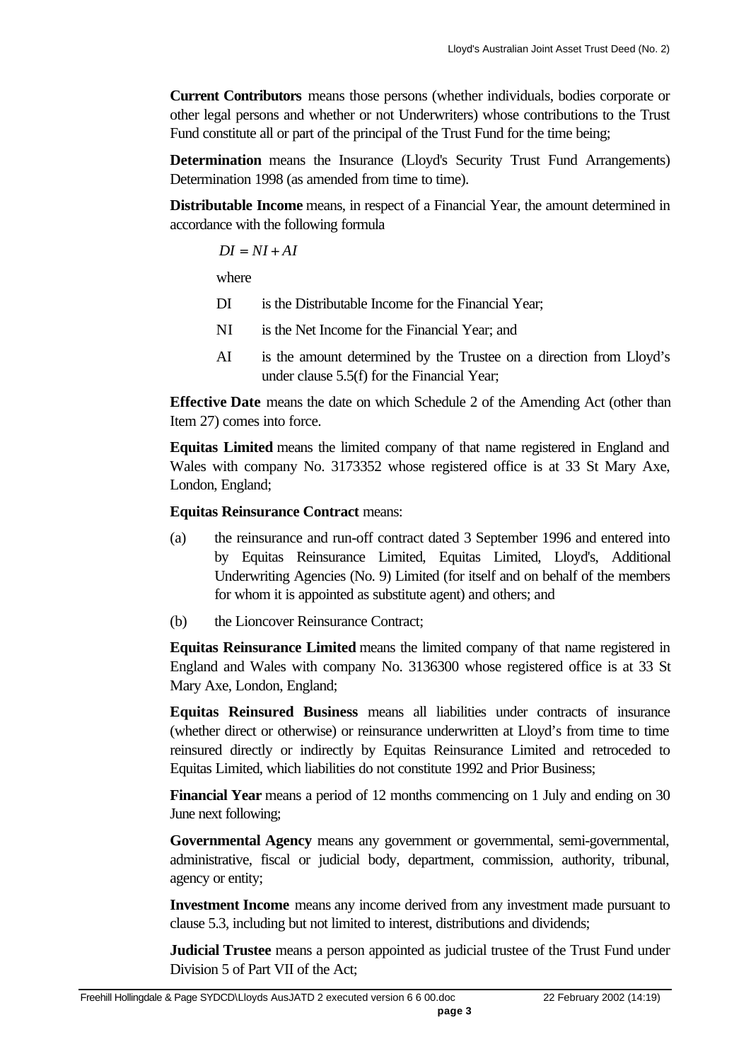**Current Contributors** means those persons (whether individuals, bodies corporate or other legal persons and whether or not Underwriters) whose contributions to the Trust Fund constitute all or part of the principal of the Trust Fund for the time being;

**Determination** means the Insurance (Lloyd's Security Trust Fund Arrangements) Determination 1998 (as amended from time to time).

**Distributable Income** means, in respect of a Financial Year, the amount determined in accordance with the following formula

$$DI = NI + AI$$

where

DI is the Distributable Income for the Financial Year;

NI is the Net Income for the Financial Year; and

AI is the amount determined by the Trustee on a direction from Lloyd's under clause 5.5(f) for the Financial Year;

**Effective Date** means the date on which Schedule 2 of the Amending Act (other than Item 27) comes into force.

**Equitas Limited** means the limited company of that name registered in England and Wales with company No. 3173352 whose registered office is at 33 St Mary Axe, London, England;

**Equitas Reinsurance Contract** means:

(a) the reinsurance and run-off contract dated 3 September 1996 and entered into by Equitas Reinsurance Limited, Equitas Limited, Lloyd's, Additional Underwriting Agencies (No. 9) Limited (for itself and on behalf of the members for whom it is appointed as substitute agent) and others; and

(b) the Lioncover Reinsurance Contract;

**Equitas Reinsurance Limited** means the limited company of that name registered in England and Wales with company No. 3136300 whose registered office is at 33 St Mary Axe, London, England;

**Equitas Reinsured Business** means all liabilities under contracts of insurance (whether direct or otherwise) or reinsurance underwritten at Lloyd's from time to time reinsured directly or indirectly by Equitas Reinsurance Limited and retroceded to Equitas Limited, which liabilities do not constitute 1992 and Prior Business;

**Financial Year** means a period of 12 months commencing on 1 July and ending on 30 June next following;

**Governmental Agency** means any government or governmental, semi-governmental, administrative, fiscal or judicial body, department, commission, authority, tribunal, agency or entity;

**Investment Income** means any income derived from any investment made pursuant to clause 5.3, including but not limited to interest, distributions and dividends;

**Judicial Trustee** means a person appointed as judicial trustee of the Trust Fund under Division 5 of Part VII of the Act;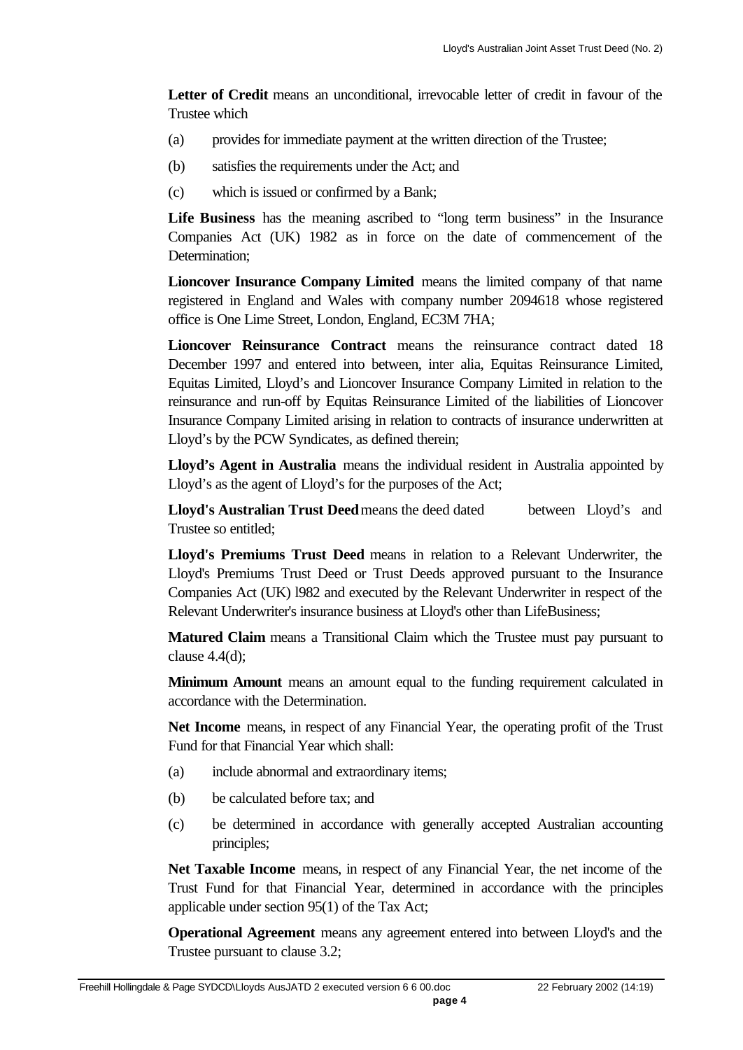**Letter of Credit** means an unconditional, irrevocable letter of credit in favour of the Trustee which

(a) provides for immediate payment at the written direction of the Trustee;

(b) satisfies the requirements under the Act; and

(c) which is issued or confirmed by a Bank;

**Life Business** has the meaning ascribed to "long term business" in the Insurance Companies Act (UK) 1982 as in force on the date of commencement of the Determination;

**Lioncover Insurance Company Limited** means the limited company of that name registered in England and Wales with company number 2094618 whose registered office is One Lime Street, London, England, EC3M 7HA;

**Lioncover Reinsurance Contract** means the reinsurance contract dated 18 December 1997 and entered into between, inter alia, Equitas Reinsurance Limited, Equitas Limited, Lloyd's and Lioncover Insurance Company Limited in relation to the reinsurance and run-off by Equitas Reinsurance Limited of the liabilities of Lioncover Insurance Company Limited arising in relation to contracts of insurance underwritten at Lloyd's by the PCW Syndicates, as defined therein;

**Lloyd's Agent in Australia** means the individual resident in Australia appointed by Lloyd's as the agent of Lloyd's for the purposes of the Act;

**Lloyd's Australian Trust Deed** means the deed dated between Lloyd's and Trustee so entitled;

**Lloyd's Premiums Trust Deed** means in relation to a Relevant Underwriter, the Lloyd's Premiums Trust Deed or Trust Deeds approved pursuant to the Insurance Companies Act (UK) l982 and executed by the Relevant Underwriter in respect of the Relevant Underwriter's insurance business at Lloyd's other than LifeBusiness;

**Matured Claim** means a Transitional Claim which the Trustee must pay pursuant to clause 4.4(d);

**Minimum Amount** means an amount equal to the funding requirement calculated in accordance with the Determination.

**Net Income** means, in respect of any Financial Year, the operating profit of the Trust Fund for that Financial Year which shall:

(a) include abnormal and extraordinary items;

(b) be calculated before tax; and

(c) be determined in accordance with generally accepted Australian accounting principles;

**Net Taxable Income** means, in respect of any Financial Year, the net income of the Trust Fund for that Financial Year, determined in accordance with the principles applicable under section 95(1) of the Tax Act;

**Operational Agreement** means any agreement entered into between Lloyd's and the Trustee pursuant to clause 3.2;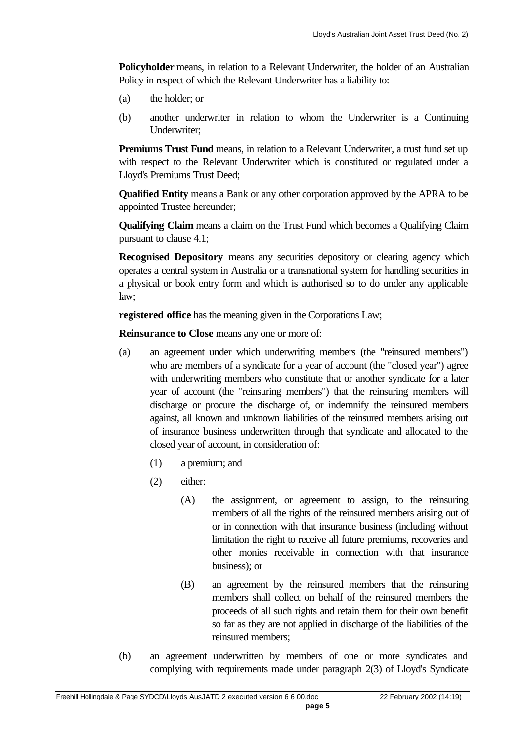**Policyholder** means, in relation to a Relevant Underwriter, the holder of an Australian Policy in respect of which the Relevant Underwriter has a liability to:

(a) the holder; or

(b) another underwriter in relation to whom the Underwriter is a Continuing Underwriter;

**Premiums Trust Fund** means, in relation to a Relevant Underwriter, a trust fund set up with respect to the Relevant Underwriter which is constituted or regulated under a Lloyd's Premiums Trust Deed;

**Qualified Entity** means a Bank or any other corporation approved by the APRA to be appointed Trustee hereunder;

**Qualifying Claim** means a claim on the Trust Fund which becomes a Qualifying Claim pursuant to clause 4.1;

**Recognised Depository** means any securities depository or clearing agency which operates a central system in Australia or a transnational system for handling securities in a physical or book entry form and which is authorised so to do under any applicable law;

**registered office** has the meaning given in the Corporations Law;

**Reinsurance to Close** means any one or more of:

(a) an agreement under which underwriting members (the "reinsured members") who are members of a syndicate for a year of account (the "closed year") agree with underwriting members who constitute that or another syndicate for a later year of account (the "reinsuring members") that the reinsuring members will discharge or procure the discharge of, or indemnify the reinsured members against, all known and unknown liabilities of the reinsured members arising out of insurance business underwritten through that syndicate and allocated to the closed year of account, in consideration of:

    (1) a premium; and

    (2) either:

        (A) the assignment, or agreement to assign, to the reinsuring members of all the rights of the reinsured members arising out of or in connection with that insurance business (including without limitation the right to receive all future premiums, recoveries and other monies receivable in connection with that insurance business); or

        (B) an agreement by the reinsured members that the reinsuring members shall collect on behalf of the reinsured members the proceeds of all such rights and retain them for their own benefit so far as they are not applied in discharge of the liabilities of the reinsured members;

(b) an agreement underwritten by members of one or more syndicates and complying with requirements made under paragraph 2(3) of Lloyd's Syndicate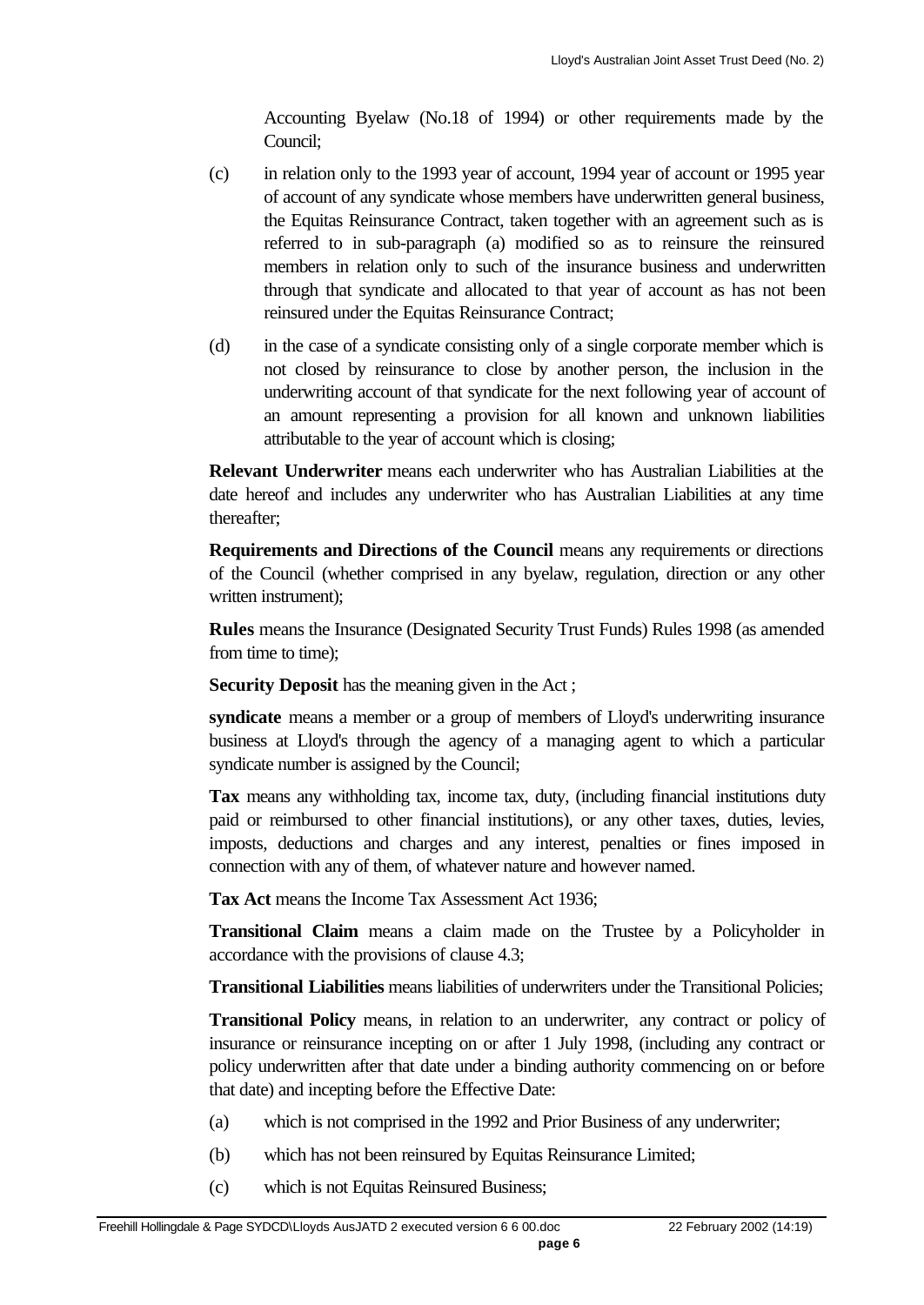Accounting Byelaw (No.18 of 1994) or other requirements made by the Council;

(c) in relation only to the 1993 year of account, 1994 year of account or 1995 year of account of any syndicate whose members have underwritten general business, the Equitas Reinsurance Contract, taken together with an agreement such as is referred to in sub-paragraph (a) modified so as to reinsure the reinsured members in relation only to such of the insurance business and underwritten through that syndicate and allocated to that year of account as has not been reinsured under the Equitas Reinsurance Contract;

(d) in the case of a syndicate consisting only of a single corporate member which is not closed by reinsurance to close by another person, the inclusion in the underwriting account of that syndicate for the next following year of account of an amount representing a provision for all known and unknown liabilities attributable to the year of account which is closing;

**Relevant Underwriter** means each underwriter who has Australian Liabilities at the date hereof and includes any underwriter who has Australian Liabilities at any time thereafter;

**Requirements and Directions of the Council** means any requirements or directions of the Council (whether comprised in any byelaw, regulation, direction or any other written instrument);

**Rules** means the Insurance (Designated Security Trust Funds) Rules 1998 (as amended from time to time);

**Security Deposit** has the meaning given in the Act ;

**syndicate** means a member or a group of members of Lloyd's underwriting insurance business at Lloyd's through the agency of a managing agent to which a particular syndicate number is assigned by the Council;

**Tax** means any withholding tax, income tax, duty, (including financial institutions duty paid or reimbursed to other financial institutions), or any other taxes, duties, levies, imposts, deductions and charges and any interest, penalties or fines imposed in connection with any of them, of whatever nature and however named.

**Tax Act** means the Income Tax Assessment Act 1936;

**Transitional Claim** means a claim made on the Trustee by a Policyholder in accordance with the provisions of clause 4.3;

**Transitional Liabilities** means liabilities of underwriters under the Transitional Policies;

**Transitional Policy** means, in relation to an underwriter, any contract or policy of insurance or reinsurance incepting on or after 1 July 1998, (including any contract or policy underwritten after that date under a binding authority commencing on or before that date) and incepting before the Effective Date:

(a) which is not comprised in the 1992 and Prior Business of any underwriter;

(b) which has not been reinsured by Equitas Reinsurance Limited;

(c) which is not Equitas Reinsured Business;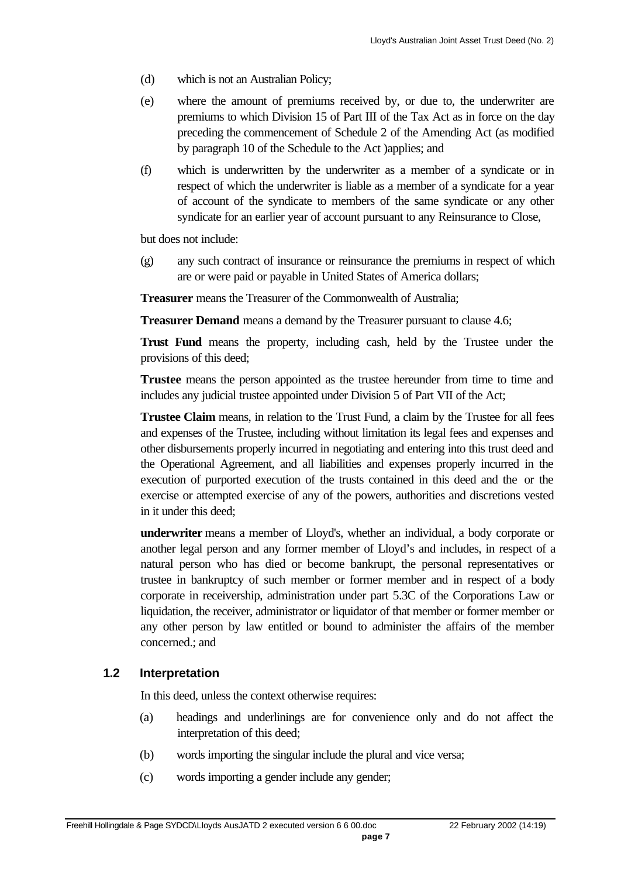(d) which is not an Australian Policy;

(e) where the amount of premiums received by, or due to, the underwriter are premiums to which Division 15 of Part III of the Tax Act as in force on the day preceding the commencement of Schedule 2 of the Amending Act (as modified by paragraph 10 of the Schedule to the Act )applies; and

(f) which is underwritten by the underwriter as a member of a syndicate or in respect of which the underwriter is liable as a member of a syndicate for a year of account of the syndicate to members of the same syndicate or any other syndicate for an earlier year of account pursuant to any Reinsurance to Close,

but does not include:

(g) any such contract of insurance or reinsurance the premiums in respect of which are or were paid or payable in United States of America dollars;

**Treasurer** means the Treasurer of the Commonwealth of Australia;

**Treasurer Demand** means a demand by the Treasurer pursuant to clause 4.6;

**Trust Fund** means the property, including cash, held by the Trustee under the provisions of this deed;

**Trustee** means the person appointed as the trustee hereunder from time to time and includes any judicial trustee appointed under Division 5 of Part VII of the Act;

**Trustee Claim** means, in relation to the Trust Fund, a claim by the Trustee for all fees and expenses of the Trustee, including without limitation its legal fees and expenses and other disbursements properly incurred in negotiating and entering into this trust deed and the Operational Agreement, and all liabilities and expenses properly incurred in the execution of purported execution of the trusts contained in this deed and the or the exercise or attempted exercise of any of the powers, authorities and discretions vested in it under this deed;

**underwriter** means a member of Lloyd's, whether an individual, a body corporate or another legal person and any former member of Lloyd's and includes, in respect of a natural person who has died or become bankrupt, the personal representatives or trustee in bankruptcy of such member or former member and in respect of a body corporate in receivership, administration under part 5.3C of the Corporations Law or liquidation, the receiver, administrator or liquidator of that member or former member or any other person by law entitled or bound to administer the affairs of the member concerned.; and

## 1.2 Interpretation

In this deed, unless the context otherwise requires:

(a) headings and underlinings are for convenience only and do not affect the interpretation of this deed;

(b) words importing the singular include the plural and vice versa;

(c) words importing a gender include any gender;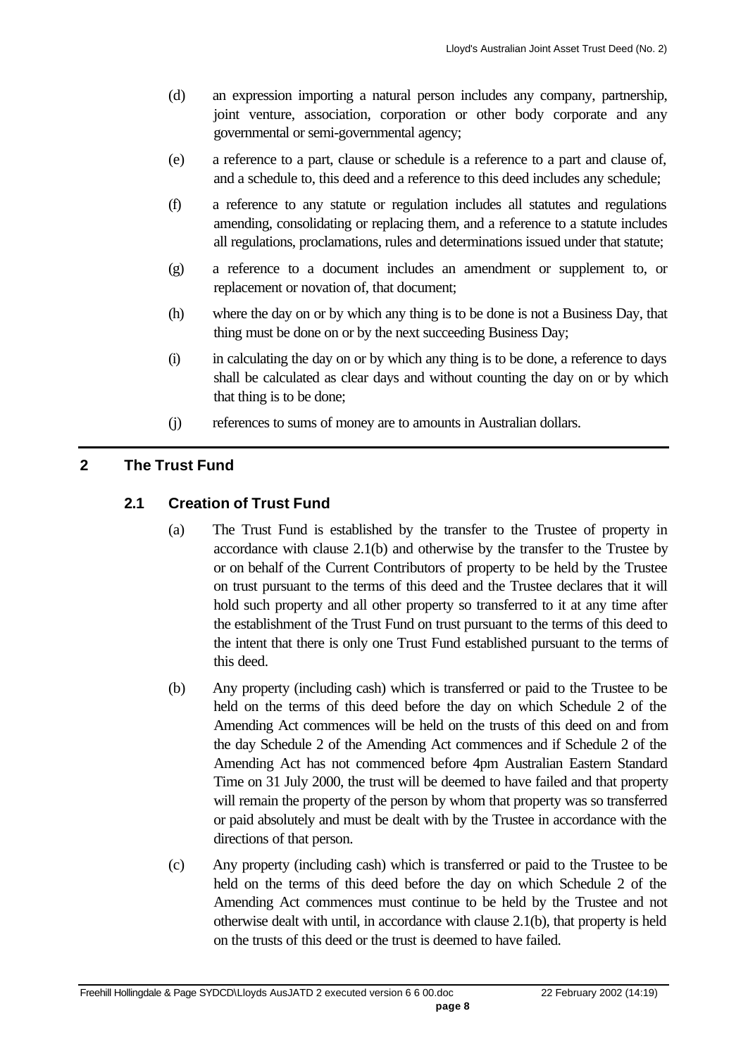(d) an expression importing a natural person includes any company, partnership, joint venture, association, corporation or other body corporate and any governmental or semi-governmental agency;

(e) a reference to a part, clause or schedule is a reference to a part and clause of, and a schedule to, this deed and a reference to this deed includes any schedule;

(f) a reference to any statute or regulation includes all statutes and regulations amending, consolidating or replacing them, and a reference to a statute includes all regulations, proclamations, rules and determinations issued under that statute;

(g) a reference to a document includes an amendment or supplement to, or replacement or novation of, that document;

(h) where the day on or by which any thing is to be done is not a Business Day, that thing must be done on or by the next succeeding Business Day;

(i) in calculating the day on or by which any thing is to be done, a reference to days shall be calculated as clear days and without counting the day on or by which that thing is to be done;

(j) references to sums of money are to amounts in Australian dollars.

## 2 The Trust Fund

### 2.1 Creation of Trust Fund

(a) The Trust Fund is established by the transfer to the Trustee of property in accordance with clause 2.1(b) and otherwise by the transfer to the Trustee by or on behalf of the Current Contributors of property to be held by the Trustee on trust pursuant to the terms of this deed and the Trustee declares that it will hold such property and all other property so transferred to it at any time after the establishment of the Trust Fund on trust pursuant to the terms of this deed to the intent that there is only one Trust Fund established pursuant to the terms of this deed.

(b) Any property (including cash) which is transferred or paid to the Trustee to be held on the terms of this deed before the day on which Schedule 2 of the Amending Act commences will be held on the trusts of this deed on and from the day Schedule 2 of the Amending Act commences and if Schedule 2 of the Amending Act has not commenced before 4pm Australian Eastern Standard Time on 31 July 2000, the trust will be deemed to have failed and that property will remain the property of the person by whom that property was so transferred or paid absolutely and must be dealt with by the Trustee in accordance with the directions of that person.

(c) Any property (including cash) which is transferred or paid to the Trustee to be held on the terms of this deed before the day on which Schedule 2 of the Amending Act commences must continue to be held by the Trustee and not otherwise dealt with until, in accordance with clause 2.1(b), that property is held on the trusts of this deed or the trust is deemed to have failed.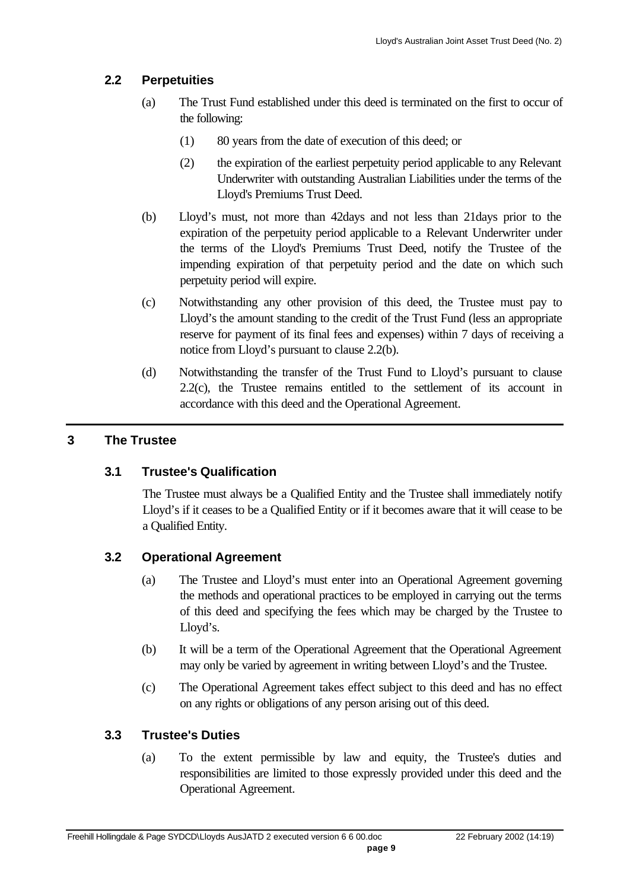### 2.2 Perpetuities

(a) The Trust Fund established under this deed is terminated on the first to occur of the following:

(1) 80 years from the date of execution of this deed; or

(2) the expiration of the earliest perpetuity period applicable to any Relevant Underwriter with outstanding Australian Liabilities under the terms of the Lloyd's Premiums Trust Deed.

(b) Lloyd's must, not more than 42days and not less than 21days prior to the expiration of the perpetuity period applicable to a Relevant Underwriter under the terms of the Lloyd's Premiums Trust Deed, notify the Trustee of the impending expiration of that perpetuity period and the date on which such perpetuity period will expire.

(c) Notwithstanding any other provision of this deed, the Trustee must pay to Lloyd's the amount standing to the credit of the Trust Fund (less an appropriate reserve for payment of its final fees and expenses) within 7 days of receiving a notice from Lloyd's pursuant to clause 2.2(b).

(d) Notwithstanding the transfer of the Trust Fund to Lloyd's pursuant to clause 2.2(c), the Trustee remains entitled to the settlement of its account in accordance with this deed and the Operational Agreement.

## 3 The Trustee

### 3.1 Trustee's Qualification

The Trustee must always be a Qualified Entity and the Trustee shall immediately notify Lloyd's if it ceases to be a Qualified Entity or if it becomes aware that it will cease to be a Qualified Entity.

### 3.2 Operational Agreement

(a) The Trustee and Lloyd's must enter into an Operational Agreement governing the methods and operational practices to be employed in carrying out the terms of this deed and specifying the fees which may be charged by the Trustee to Lloyd's.

(b) It will be a term of the Operational Agreement that the Operational Agreement may only be varied by agreement in writing between Lloyd's and the Trustee.

(c) The Operational Agreement takes effect subject to this deed and has no effect on any rights or obligations of any person arising out of this deed.

### 3.3 Trustee's Duties

(a) To the extent permissible by law and equity, the Trustee's duties and responsibilities are limited to those expressly provided under this deed and the Operational Agreement.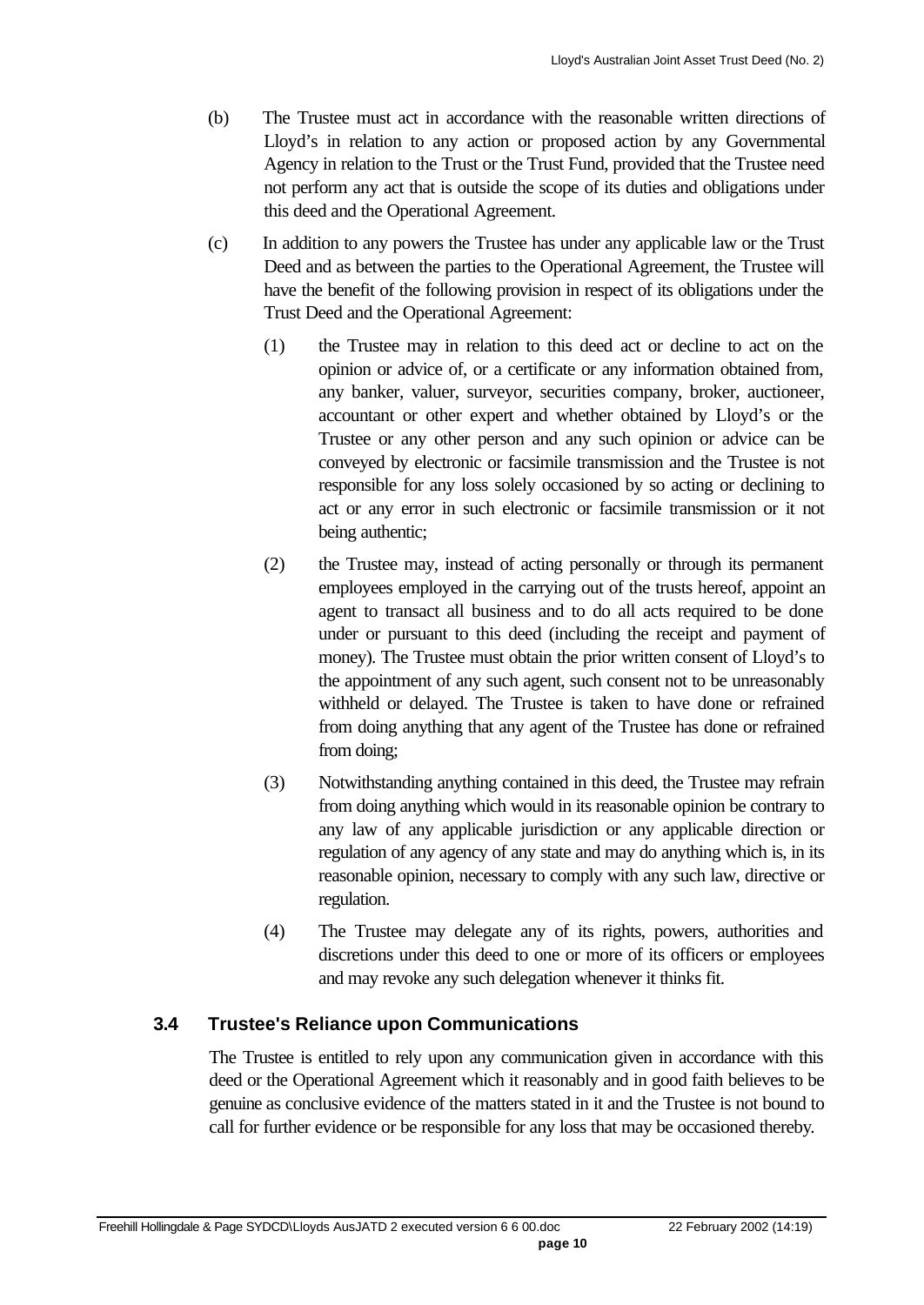(b) The Trustee must act in accordance with the reasonable written directions of Lloyd's in relation to any action or proposed action by any Governmental Agency in relation to the Trust or the Trust Fund, provided that the Trustee need not perform any act that is outside the scope of its duties and obligations under this deed and the Operational Agreement.

(c) In addition to any powers the Trustee has under any applicable law or the Trust Deed and as between the parties to the Operational Agreement, the Trustee will have the benefit of the following provision in respect of its obligations under the Trust Deed and the Operational Agreement:

(1) the Trustee may in relation to this deed act or decline to act on the opinion or advice of, or a certificate or any information obtained from, any banker, valuer, surveyor, securities company, broker, auctioneer, accountant or other expert and whether obtained by Lloyd's or the Trustee or any other person and any such opinion or advice can be conveyed by electronic or facsimile transmission and the Trustee is not responsible for any loss solely occasioned by so acting or declining to act or any error in such electronic or facsimile transmission or it not being authentic;

(2) the Trustee may, instead of acting personally or through its permanent employees employed in the carrying out of the trusts hereof, appoint an agent to transact all business and to do all acts required to be done under or pursuant to this deed (including the receipt and payment of money). The Trustee must obtain the prior written consent of Lloyd's to the appointment of any such agent, such consent not to be unreasonably withheld or delayed. The Trustee is taken to have done or refrained from doing anything that any agent of the Trustee has done or refrained from doing;

(3) Notwithstanding anything contained in this deed, the Trustee may refrain from doing anything which would in its reasonable opinion be contrary to any law of any applicable jurisdiction or any applicable direction or regulation of any agency of any state and may do anything which is, in its reasonable opinion, necessary to comply with any such law, directive or regulation.

(4) The Trustee may delegate any of its rights, powers, authorities and discretions under this deed to one or more of its officers or employees and may revoke any such delegation whenever it thinks fit.

### 3.4 Trustee's Reliance upon Communications

The Trustee is entitled to rely upon any communication given in accordance with this deed or the Operational Agreement which it reasonably and in good faith believes to be genuine as conclusive evidence of the matters stated in it and the Trustee is not bound to call for further evidence or be responsible for any loss that may be occasioned thereby.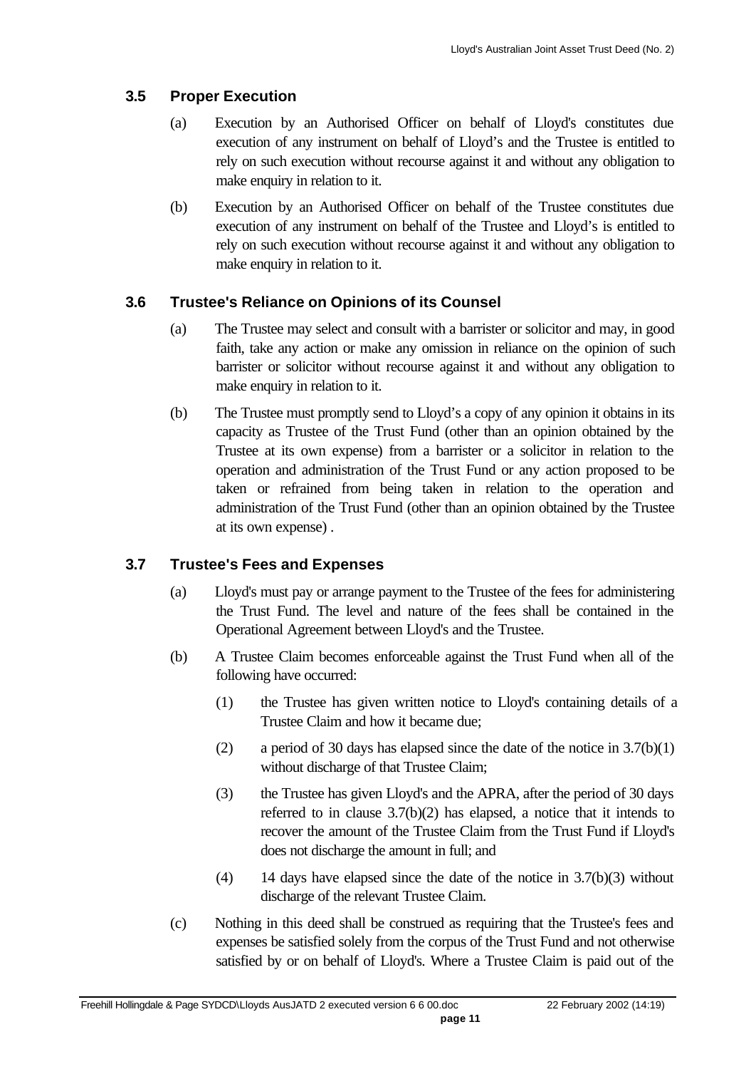### 3.5 Proper Execution

(a) Execution by an Authorised Officer on behalf of Lloyd's constitutes due execution of any instrument on behalf of Lloyd's and the Trustee is entitled to rely on such execution without recourse against it and without any obligation to make enquiry in relation to it.

(b) Execution by an Authorised Officer on behalf of the Trustee constitutes due execution of any instrument on behalf of the Trustee and Lloyd's is entitled to rely on such execution without recourse against it and without any obligation to make enquiry in relation to it.

### 3.6 Trustee's Reliance on Opinions of its Counsel

(a) The Trustee may select and consult with a barrister or solicitor and may, in good faith, take any action or make any omission in reliance on the opinion of such barrister or solicitor without recourse against it and without any obligation to make enquiry in relation to it.

(b) The Trustee must promptly send to Lloyd's a copy of any opinion it obtains in its capacity as Trustee of the Trust Fund (other than an opinion obtained by the Trustee at its own expense) from a barrister or a solicitor in relation to the operation and administration of the Trust Fund or any action proposed to be taken or refrained from being taken in relation to the operation and administration of the Trust Fund (other than an opinion obtained by the Trustee at its own expense) .

### 3.7 Trustee's Fees and Expenses

(a) Lloyd's must pay or arrange payment to the Trustee of the fees for administering the Trust Fund. The level and nature of the fees shall be contained in the Operational Agreement between Lloyd's and the Trustee.

(b) A Trustee Claim becomes enforceable against the Trust Fund when all of the following have occurred:

(1) the Trustee has given written notice to Lloyd's containing details of a Trustee Claim and how it became due;

(2) a period of 30 days has elapsed since the date of the notice in 3.7(b)(1) without discharge of that Trustee Claim;

(3) the Trustee has given Lloyd's and the APRA, after the period of 30 days referred to in clause 3.7(b)(2) has elapsed, a notice that it intends to recover the amount of the Trustee Claim from the Trust Fund if Lloyd's does not discharge the amount in full; and

(4) 14 days have elapsed since the date of the notice in 3.7(b)(3) without discharge of the relevant Trustee Claim.

(c) Nothing in this deed shall be construed as requiring that the Trustee's fees and expenses be satisfied solely from the corpus of the Trust Fund and not otherwise satisfied by or on behalf of Lloyd's. Where a Trustee Claim is paid out of the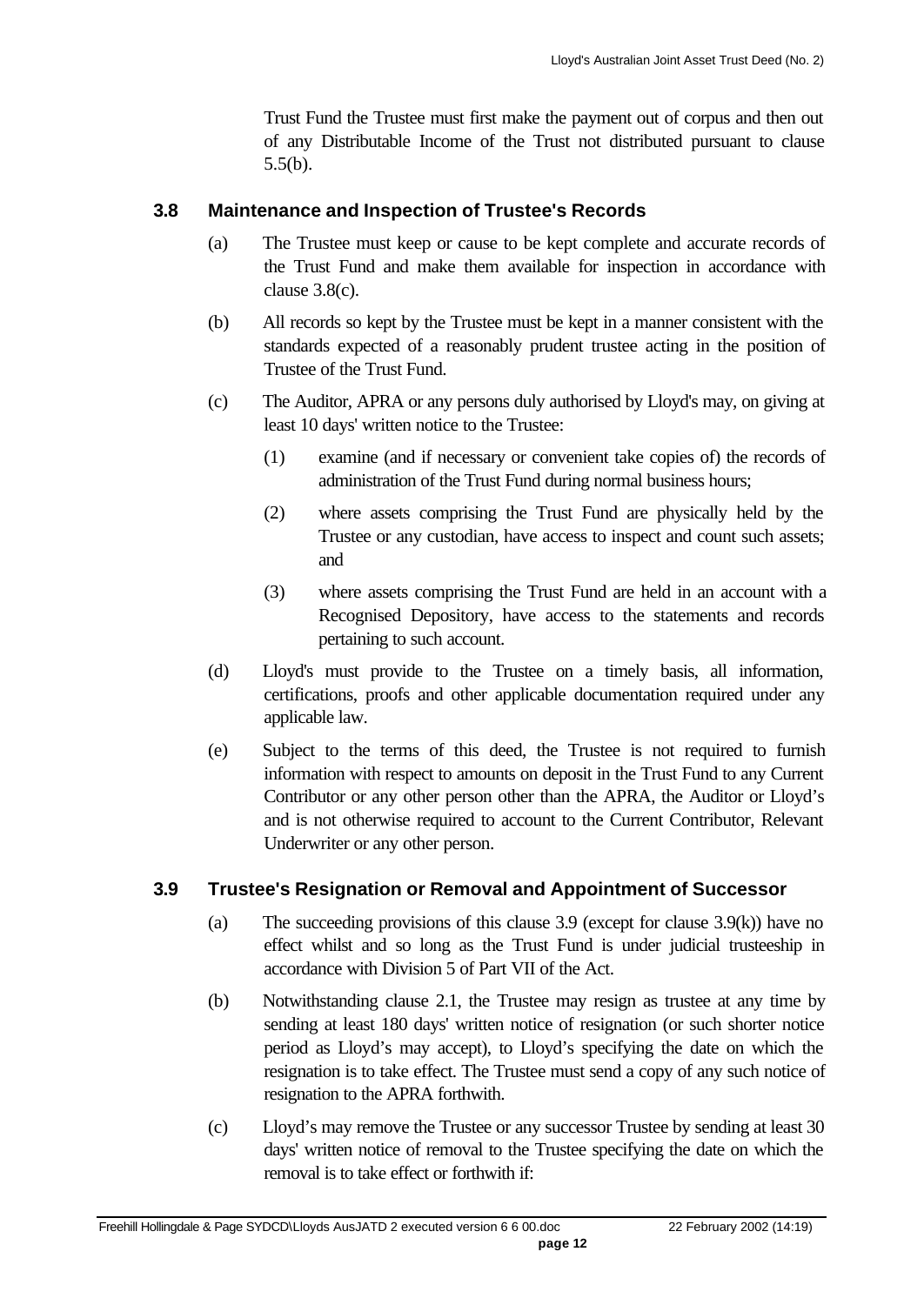Trust Fund the Trustee must first make the payment out of corpus and then out of any Distributable Income of the Trust not distributed pursuant to clause 5.5(b).

### 3.8 Maintenance and Inspection of Trustee's Records

(a) The Trustee must keep or cause to be kept complete and accurate records of the Trust Fund and make them available for inspection in accordance with clause 3.8(c).

(b) All records so kept by the Trustee must be kept in a manner consistent with the standards expected of a reasonably prudent trustee acting in the position of Trustee of the Trust Fund.

(c) The Auditor, APRA or any persons duly authorised by Lloyd's may, on giving at least 10 days' written notice to the Trustee:

(1) examine (and if necessary or convenient take copies of) the records of administration of the Trust Fund during normal business hours;

(2) where assets comprising the Trust Fund are physically held by the Trustee or any custodian, have access to inspect and count such assets; and

(3) where assets comprising the Trust Fund are held in an account with a Recognised Depository, have access to the statements and records pertaining to such account.

(d) Lloyd's must provide to the Trustee on a timely basis, all information, certifications, proofs and other applicable documentation required under any applicable law.

(e) Subject to the terms of this deed, the Trustee is not required to furnish information with respect to amounts on deposit in the Trust Fund to any Current Contributor or any other person other than the APRA, the Auditor or Lloyd's and is not otherwise required to account to the Current Contributor, Relevant Underwriter or any other person.

### 3.9 Trustee's Resignation or Removal and Appointment of Successor

(a) The succeeding provisions of this clause 3.9 (except for clause 3.9(k)) have no effect whilst and so long as the Trust Fund is under judicial trusteeship in accordance with Division 5 of Part VII of the Act.

(b) Notwithstanding clause 2.1, the Trustee may resign as trustee at any time by sending at least 180 days' written notice of resignation (or such shorter notice period as Lloyd's may accept), to Lloyd's specifying the date on which the resignation is to take effect. The Trustee must send a copy of any such notice of resignation to the APRA forthwith.

(c) Lloyd's may remove the Trustee or any successor Trustee by sending at least 30 days' written notice of removal to the Trustee specifying the date on which the removal is to take effect or forthwith if: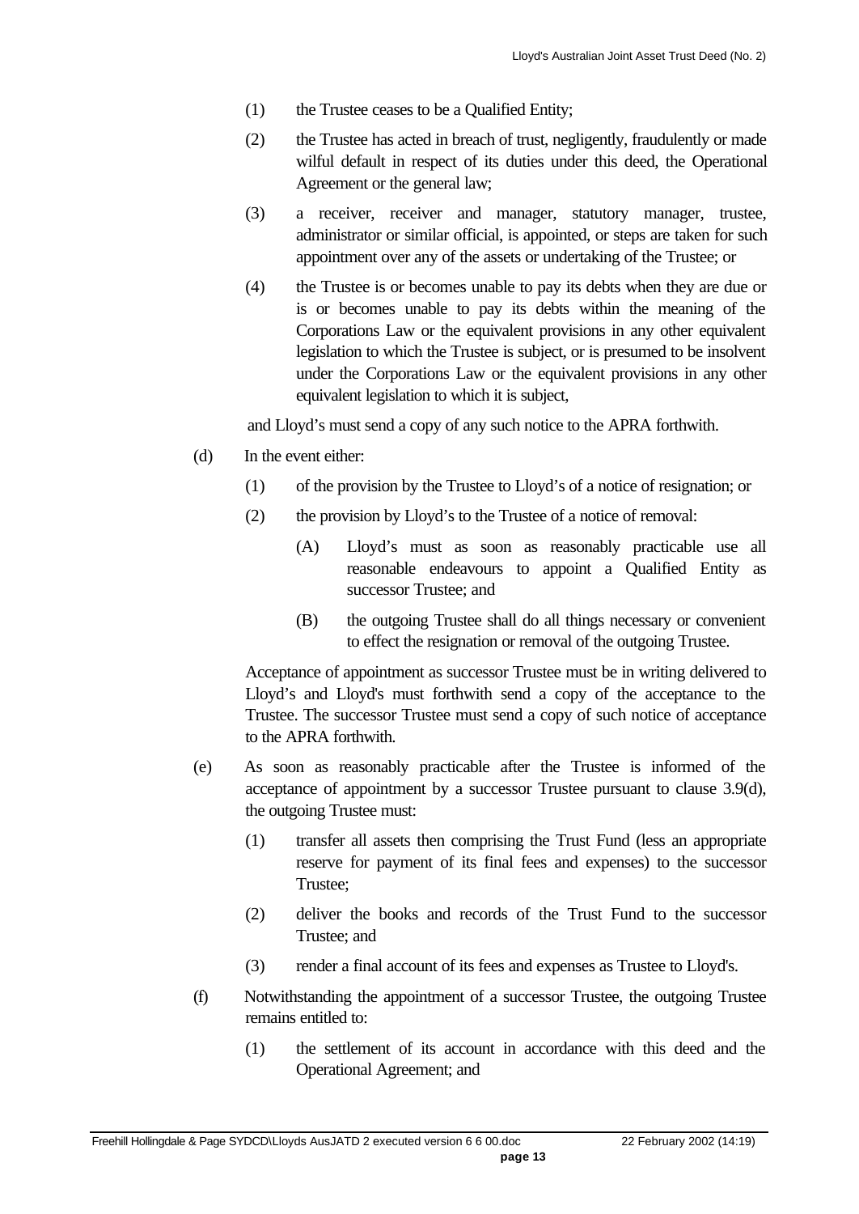(1) the Trustee ceases to be a Qualified Entity;

(2) the Trustee has acted in breach of trust, negligently, fraudulently or made wilful default in respect of its duties under this deed, the Operational Agreement or the general law;

(3) a receiver, receiver and manager, statutory manager, trustee, administrator or similar official, is appointed, or steps are taken for such appointment over any of the assets or undertaking of the Trustee; or

(4) the Trustee is or becomes unable to pay its debts when they are due or is or becomes unable to pay its debts within the meaning of the Corporations Law or the equivalent provisions in any other equivalent legislation to which the Trustee is subject, or is presumed to be insolvent under the Corporations Law or the equivalent provisions in any other equivalent legislation to which it is subject,

and Lloyd's must send a copy of any such notice to the APRA forthwith.

(d) In the event either:

(1) of the provision by the Trustee to Lloyd's of a notice of resignation; or

(2) the provision by Lloyd's to the Trustee of a notice of removal:

(A) Lloyd's must as soon as reasonably practicable use all reasonable endeavours to appoint a Qualified Entity as successor Trustee; and

(B) the outgoing Trustee shall do all things necessary or convenient to effect the resignation or removal of the outgoing Trustee.

Acceptance of appointment as successor Trustee must be in writing delivered to Lloyd's and Lloyd's must forthwith send a copy of the acceptance to the Trustee. The successor Trustee must send a copy of such notice of acceptance to the APRA forthwith.

(e) As soon as reasonably practicable after the Trustee is informed of the acceptance of appointment by a successor Trustee pursuant to clause 3.9(d), the outgoing Trustee must:

(1) transfer all assets then comprising the Trust Fund (less an appropriate reserve for payment of its final fees and expenses) to the successor Trustee;

(2) deliver the books and records of the Trust Fund to the successor Trustee; and

(3) render a final account of its fees and expenses as Trustee to Lloyd's.

(f) Notwithstanding the appointment of a successor Trustee, the outgoing Trustee remains entitled to:

(1) the settlement of its account in accordance with this deed and the Operational Agreement; and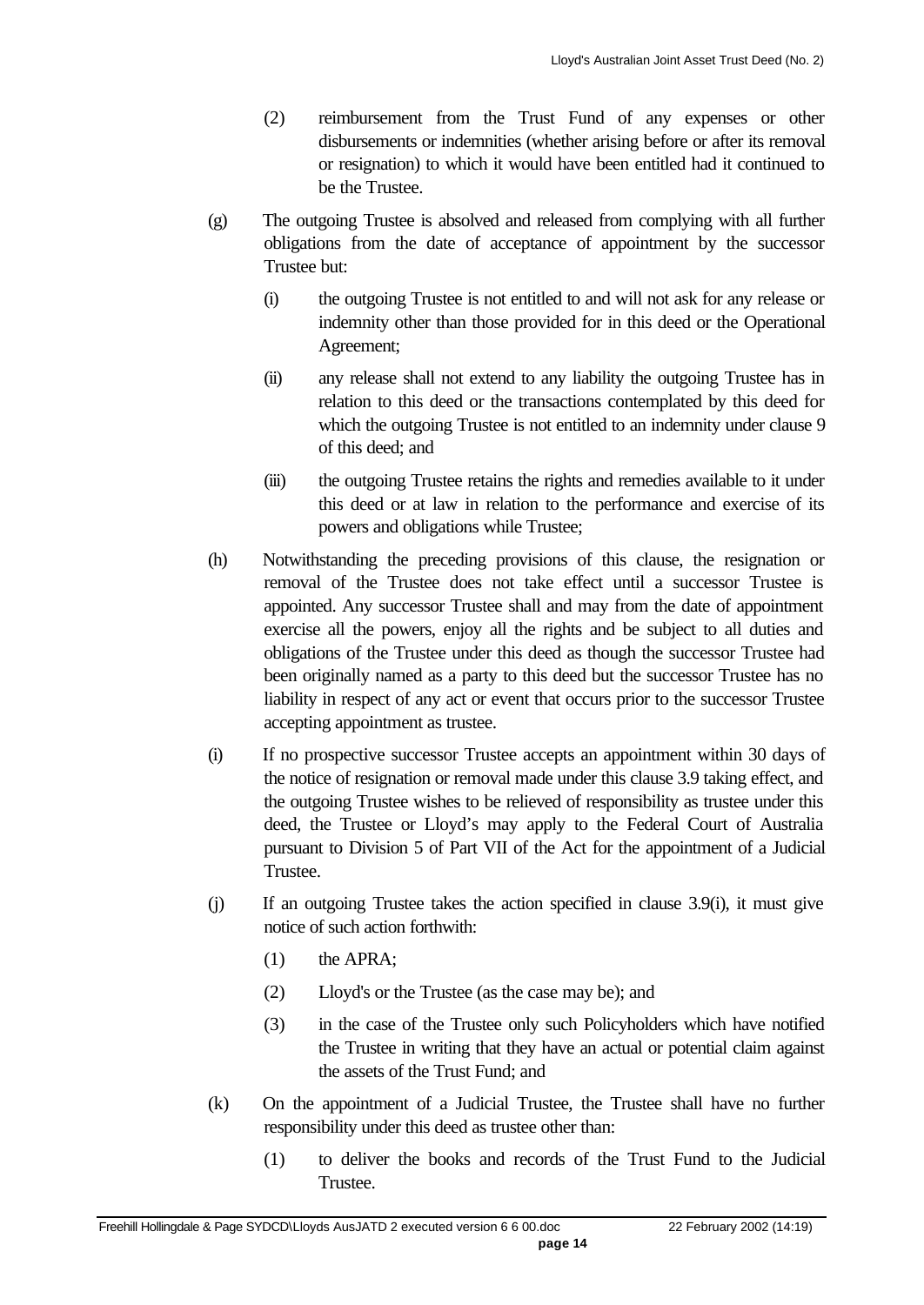(2) reimbursement from the Trust Fund of any expenses or other disbursements or indemnities (whether arising before or after its removal or resignation) to which it would have been entitled had it continued to be the Trustee.

(g) The outgoing Trustee is absolved and released from complying with all further obligations from the date of acceptance of appointment by the successor Trustee but:

(i) the outgoing Trustee is not entitled to and will not ask for any release or indemnity other than those provided for in this deed or the Operational Agreement;

(ii) any release shall not extend to any liability the outgoing Trustee has in relation to this deed or the transactions contemplated by this deed for which the outgoing Trustee is not entitled to an indemnity under clause 9 of this deed; and

(iii) the outgoing Trustee retains the rights and remedies available to it under this deed or at law in relation to the performance and exercise of its powers and obligations while Trustee;

(h) Notwithstanding the preceding provisions of this clause, the resignation or removal of the Trustee does not take effect until a successor Trustee is appointed. Any successor Trustee shall and may from the date of appointment exercise all the powers, enjoy all the rights and be subject to all duties and obligations of the Trustee under this deed as though the successor Trustee had been originally named as a party to this deed but the successor Trustee has no liability in respect of any act or event that occurs prior to the successor Trustee accepting appointment as trustee.

(i) If no prospective successor Trustee accepts an appointment within 30 days of the notice of resignation or removal made under this clause 3.9 taking effect, and the outgoing Trustee wishes to be relieved of responsibility as trustee under this deed, the Trustee or Lloyd's may apply to the Federal Court of Australia pursuant to Division 5 of Part VII of the Act for the appointment of a Judicial Trustee.

(j) If an outgoing Trustee takes the action specified in clause 3.9(i), it must give notice of such action forthwith:

(1) the APRA;

(2) Lloyd's or the Trustee (as the case may be); and

(3) in the case of the Trustee only such Policyholders which have notified the Trustee in writing that they have an actual or potential claim against the assets of the Trust Fund; and

(k) On the appointment of a Judicial Trustee, the Trustee shall have no further responsibility under this deed as trustee other than:

(1) to deliver the books and records of the Trust Fund to the Judicial Trustee.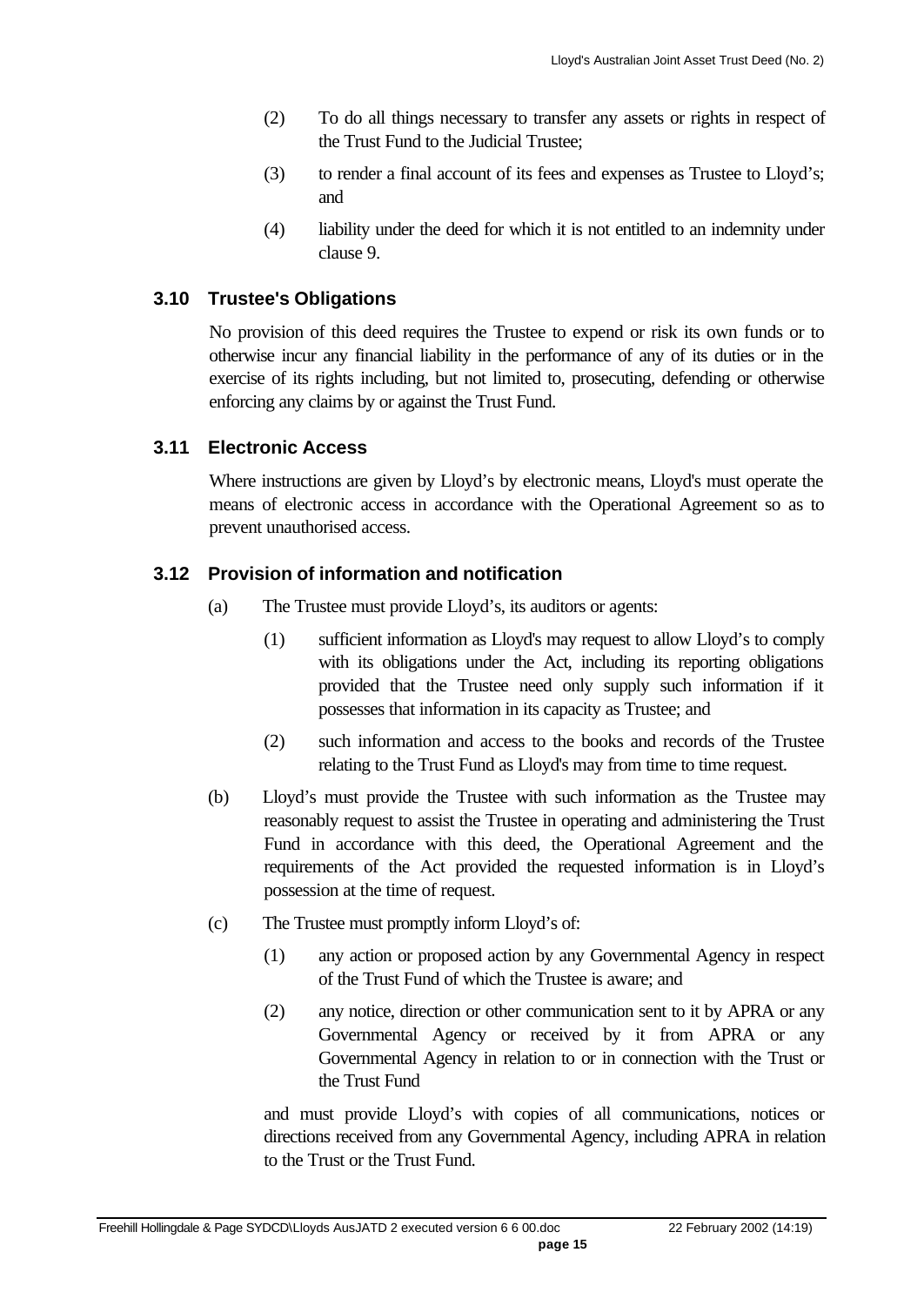(2) To do all things necessary to transfer any assets or rights in respect of the Trust Fund to the Judicial Trustee;

(3) to render a final account of its fees and expenses as Trustee to Lloyd's; and

(4) liability under the deed for which it is not entitled to an indemnity under clause 9.

### 3.10 Trustee's Obligations

No provision of this deed requires the Trustee to expend or risk its own funds or to otherwise incur any financial liability in the performance of any of its duties or in the exercise of its rights including, but not limited to, prosecuting, defending or otherwise enforcing any claims by or against the Trust Fund.

### 3.11 Electronic Access

Where instructions are given by Lloyd's by electronic means, Lloyd's must operate the means of electronic access in accordance with the Operational Agreement so as to prevent unauthorised access.

### 3.12 Provision of information and notification

(a) The Trustee must provide Lloyd's, its auditors or agents:

(1) sufficient information as Lloyd's may request to allow Lloyd's to comply with its obligations under the Act, including its reporting obligations provided that the Trustee need only supply such information if it possesses that information in its capacity as Trustee; and

(2) such information and access to the books and records of the Trustee relating to the Trust Fund as Lloyd's may from time to time request.

(b) Lloyd's must provide the Trustee with such information as the Trustee may reasonably request to assist the Trustee in operating and administering the Trust Fund in accordance with this deed, the Operational Agreement and the requirements of the Act provided the requested information is in Lloyd's possession at the time of request.

(c) The Trustee must promptly inform Lloyd's of:

(1) any action or proposed action by any Governmental Agency in respect of the Trust Fund of which the Trustee is aware; and

(2) any notice, direction or other communication sent to it by APRA or any Governmental Agency or received by it from APRA or any Governmental Agency in relation to or in connection with the Trust or the Trust Fund

and must provide Lloyd's with copies of all communications, notices or directions received from any Governmental Agency, including APRA in relation to the Trust or the Trust Fund.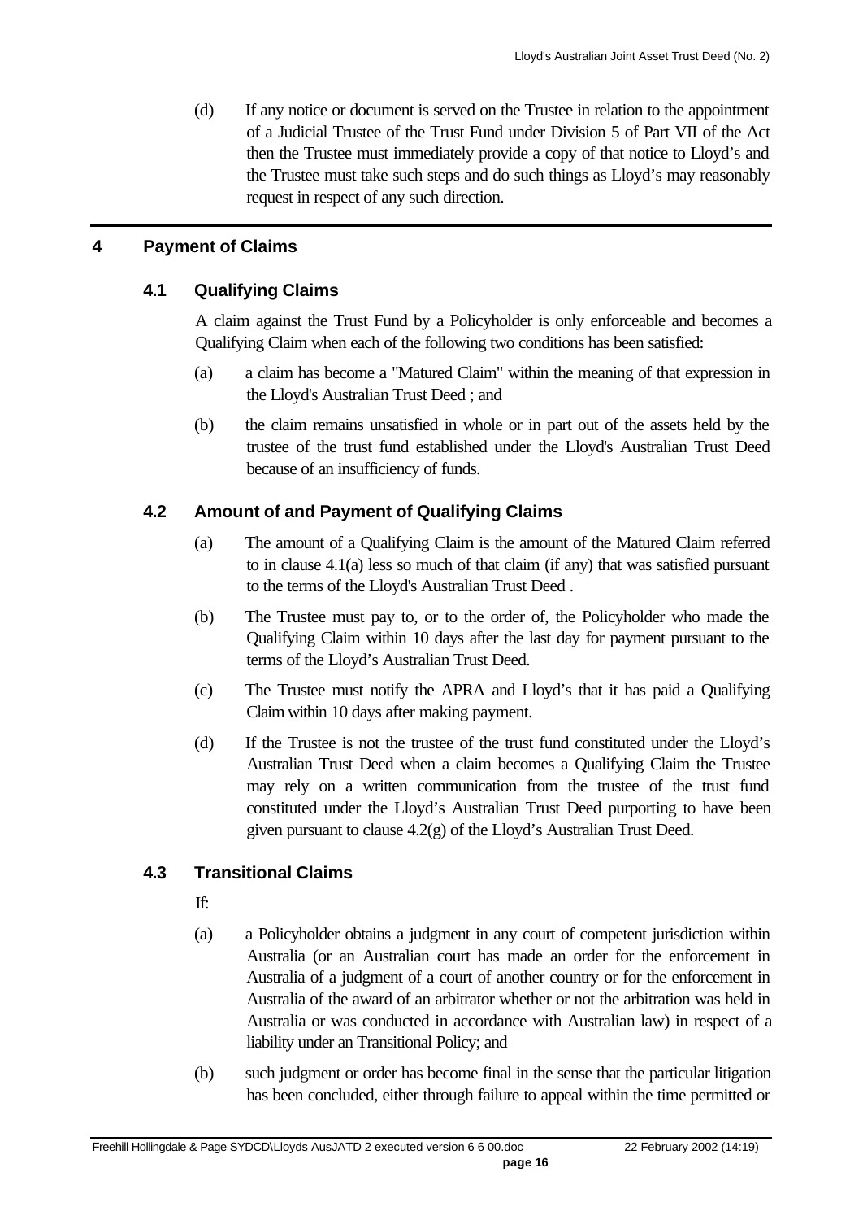(d) If any notice or document is served on the Trustee in relation to the appointment of a Judicial Trustee of the Trust Fund under Division 5 of Part VII of the Act then the Trustee must immediately provide a copy of that notice to Lloyd's and the Trustee must take such steps and do such things as Lloyd's may reasonably request in respect of any such direction.

## 4 Payment of Claims

### 4.1 Qualifying Claims

A claim against the Trust Fund by a Policyholder is only enforceable and becomes a Qualifying Claim when each of the following two conditions has been satisfied:

(a) a claim has become a "Matured Claim" within the meaning of that expression in the Lloyd's Australian Trust Deed ; and

(b) the claim remains unsatisfied in whole or in part out of the assets held by the trustee of the trust fund established under the Lloyd's Australian Trust Deed because of an insufficiency of funds.

### 4.2 Amount of and Payment of Qualifying Claims

(a) The amount of a Qualifying Claim is the amount of the Matured Claim referred to in clause 4.1(a) less so much of that claim (if any) that was satisfied pursuant to the terms of the Lloyd's Australian Trust Deed .

(b) The Trustee must pay to, or to the order of, the Policyholder who made the Qualifying Claim within 10 days after the last day for payment pursuant to the terms of the Lloyd's Australian Trust Deed.

(c) The Trustee must notify the APRA and Lloyd's that it has paid a Qualifying Claim within 10 days after making payment.

(d) If the Trustee is not the trustee of the trust fund constituted under the Lloyd's Australian Trust Deed when a claim becomes a Qualifying Claim the Trustee may rely on a written communication from the trustee of the trust fund constituted under the Lloyd's Australian Trust Deed purporting to have been given pursuant to clause 4.2(g) of the Lloyd's Australian Trust Deed.

### 4.3 Transitional Claims

If:

(a) a Policyholder obtains a judgment in any court of competent jurisdiction within Australia (or an Australian court has made an order for the enforcement in Australia of a judgment of a court of another country or for the enforcement in Australia of the award of an arbitrator whether or not the arbitration was held in Australia or was conducted in accordance with Australian law) in respect of a liability under an Transitional Policy; and

(b) such judgment or order has become final in the sense that the particular litigation has been concluded, either through failure to appeal within the time permitted or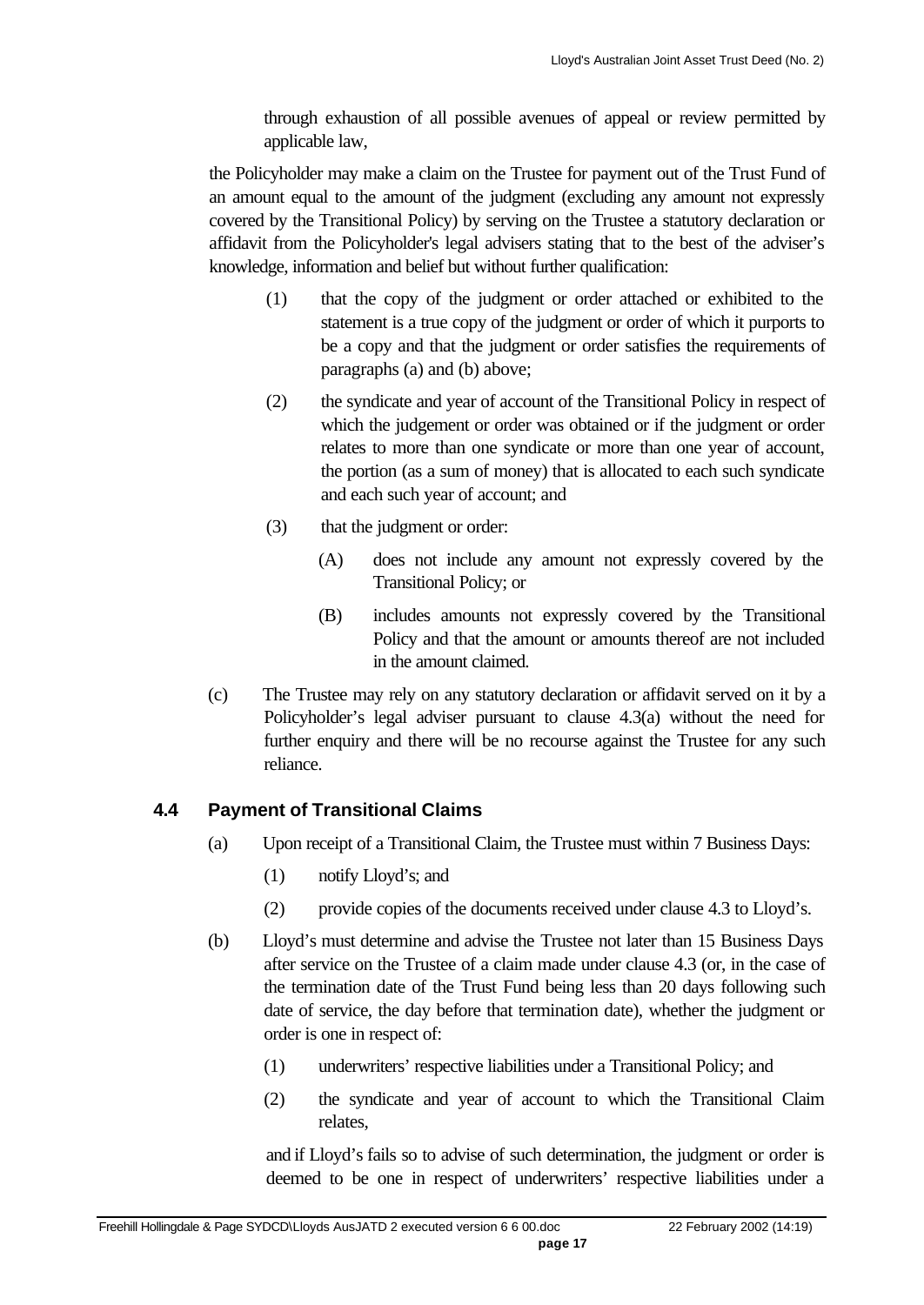through exhaustion of all possible avenues of appeal or review permitted by applicable law,

the Policyholder may make a claim on the Trustee for payment out of the Trust Fund of an amount equal to the amount of the judgment (excluding any amount not expressly covered by the Transitional Policy) by serving on the Trustee a statutory declaration or affidavit from the Policyholder's legal advisers stating that to the best of the adviser's knowledge, information and belief but without further qualification:

(1) that the copy of the judgment or order attached or exhibited to the statement is a true copy of the judgment or order of which it purports to be a copy and that the judgment or order satisfies the requirements of paragraphs (a) and (b) above;

(2) the syndicate and year of account of the Transitional Policy in respect of which the judgement or order was obtained or if the judgment or order relates to more than one syndicate or more than one year of account, the portion (as a sum of money) that is allocated to each such syndicate and each such year of account; and

(3) that the judgment or order:

(A) does not include any amount not expressly covered by the Transitional Policy; or

(B) includes amounts not expressly covered by the Transitional Policy and that the amount or amounts thereof are not included in the amount claimed.

(c) The Trustee may rely on any statutory declaration or affidavit served on it by a Policyholder's legal adviser pursuant to clause 4.3(a) without the need for further enquiry and there will be no recourse against the Trustee for any such reliance.

### 4.4 Payment of Transitional Claims

(a) Upon receipt of a Transitional Claim, the Trustee must within 7 Business Days:

(1) notify Lloyd's; and

(2) provide copies of the documents received under clause 4.3 to Lloyd's.

(b) Lloyd's must determine and advise the Trustee not later than 15 Business Days after service on the Trustee of a claim made under clause 4.3 (or, in the case of the termination date of the Trust Fund being less than 20 days following such date of service, the day before that termination date), whether the judgment or order is one in respect of:

(1) underwriters' respective liabilities under a Transitional Policy; and

(2) the syndicate and year of account to which the Transitional Claim relates,

and if Lloyd's fails so to advise of such determination, the judgment or order is deemed to be one in respect of underwriters' respective liabilities under a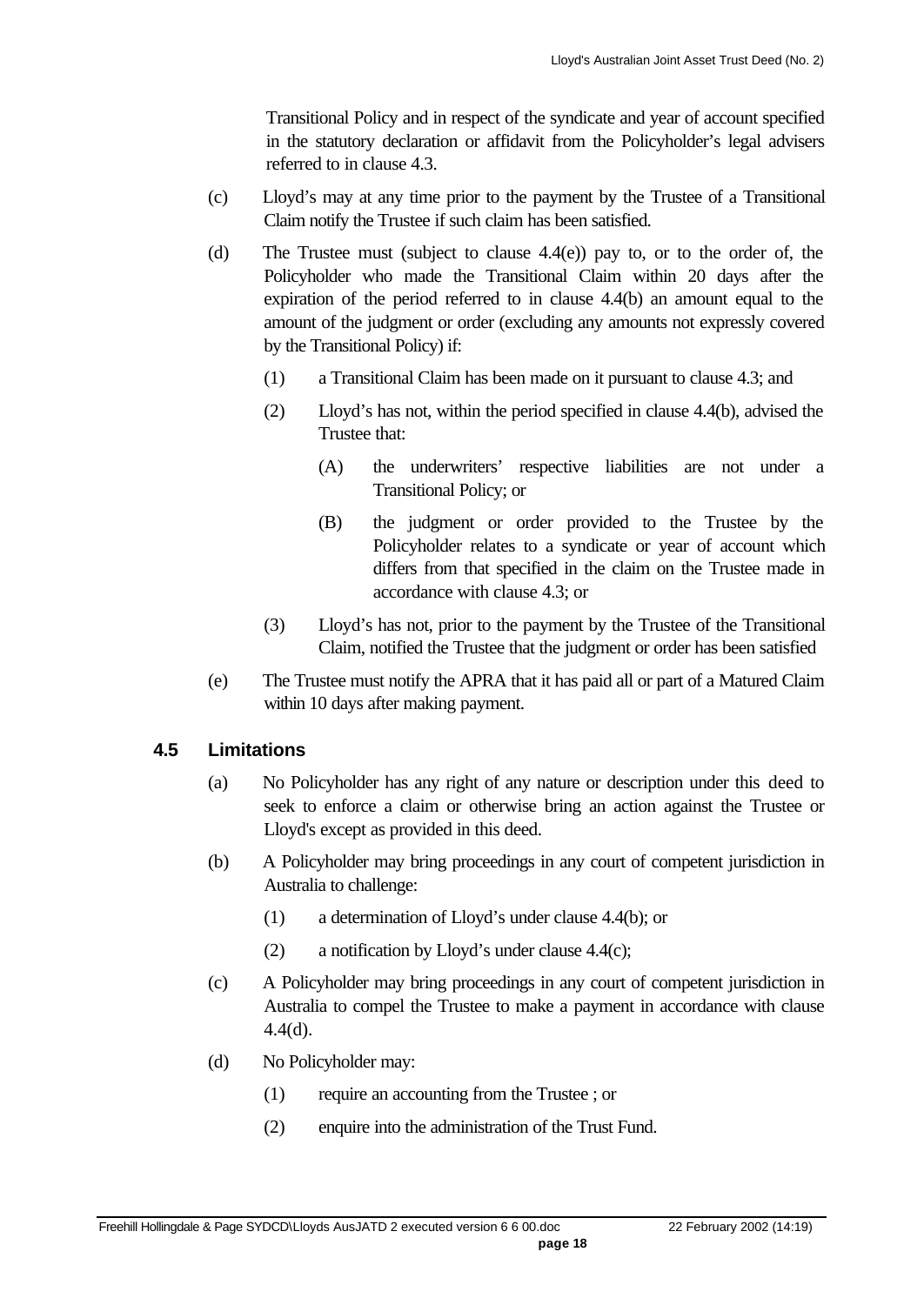Transitional Policy and in respect of the syndicate and year of account specified in the statutory declaration or affidavit from the Policyholder's legal advisers referred to in clause 4.3.

(c) Lloyd's may at any time prior to the payment by the Trustee of a Transitional Claim notify the Trustee if such claim has been satisfied.

(d) The Trustee must (subject to clause 4.4(e)) pay to, or to the order of, the Policyholder who made the Transitional Claim within 20 days after the expiration of the period referred to in clause 4.4(b) an amount equal to the amount of the judgment or order (excluding any amounts not expressly covered by the Transitional Policy) if:

 (1) a Transitional Claim has been made on it pursuant to clause 4.3; and

 (2) Lloyd's has not, within the period specified in clause 4.4(b), advised the Trustee that:

  (A) the underwriters' respective liabilities are not under a Transitional Policy; or

  (B) the judgment or order provided to the Trustee by the Policyholder relates to a syndicate or year of account which differs from that specified in the claim on the Trustee made in accordance with clause 4.3; or

 (3) Lloyd's has not, prior to the payment by the Trustee of the Transitional Claim, notified the Trustee that the judgment or order has been satisfied

(e) The Trustee must notify the APRA that it has paid all or part of a Matured Claim within 10 days after making payment.

## 4.5 Limitations

(a) No Policyholder has any right of any nature or description under this deed to seek to enforce a claim or otherwise bring an action against the Trustee or Lloyd's except as provided in this deed.

(b) A Policyholder may bring proceedings in any court of competent jurisdiction in Australia to challenge:

 (1) a determination of Lloyd's under clause 4.4(b); or

 (2) a notification by Lloyd's under clause 4.4(c);

(c) A Policyholder may bring proceedings in any court of competent jurisdiction in Australia to compel the Trustee to make a payment in accordance with clause 4.4(d).

(d) No Policyholder may:

 (1) require an accounting from the Trustee ; or

 (2) enquire into the administration of the Trust Fund.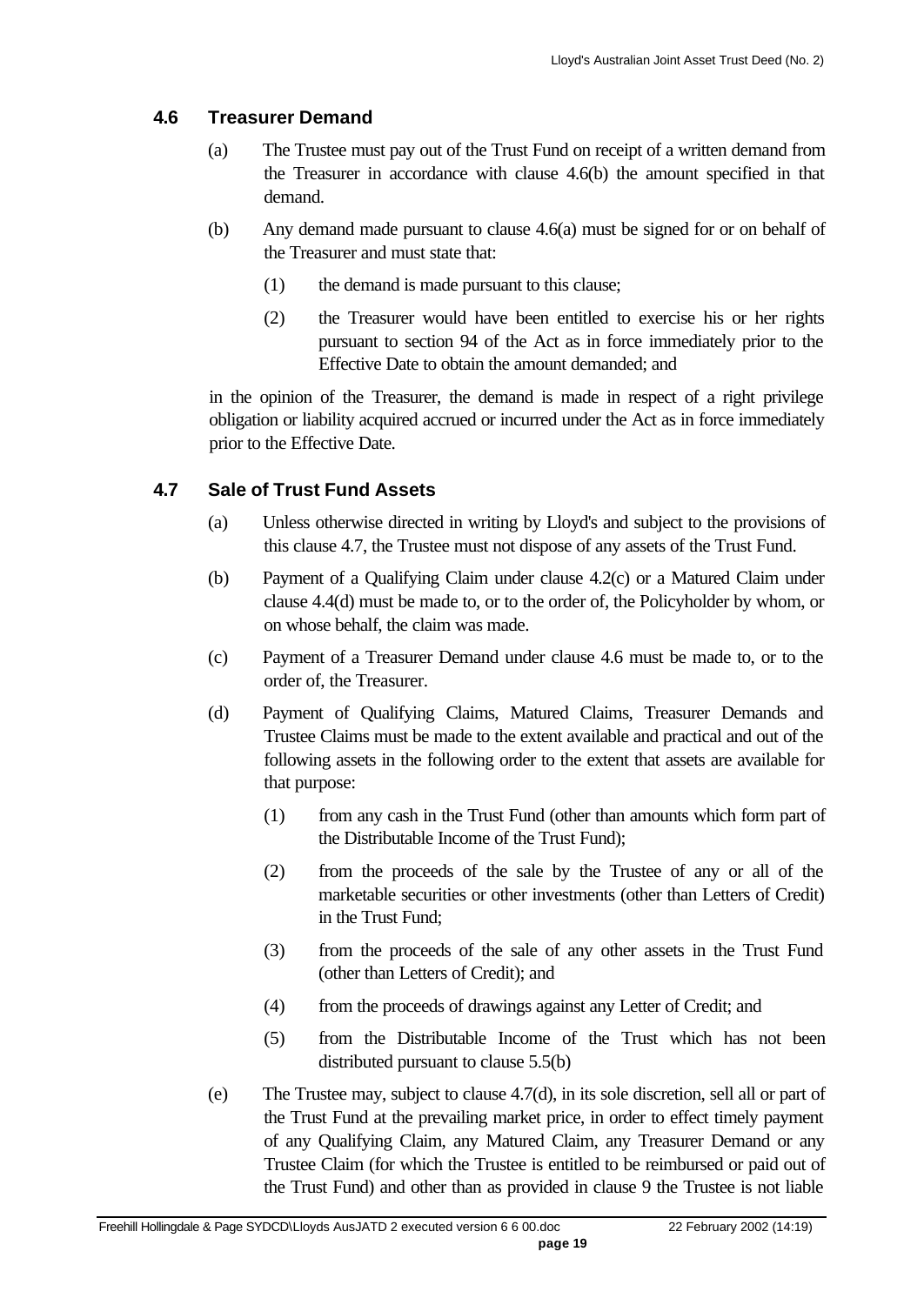### 4.6 Treasurer Demand

(a) The Trustee must pay out of the Trust Fund on receipt of a written demand from the Treasurer in accordance with clause 4.6(b) the amount specified in that demand.

(b) Any demand made pursuant to clause 4.6(a) must be signed for or on behalf of the Treasurer and must state that:

(1) the demand is made pursuant to this clause;

(2) the Treasurer would have been entitled to exercise his or her rights pursuant to section 94 of the Act as in force immediately prior to the Effective Date to obtain the amount demanded; and

in the opinion of the Treasurer, the demand is made in respect of a right privilege obligation or liability acquired accrued or incurred under the Act as in force immediately prior to the Effective Date.

### 4.7 Sale of Trust Fund Assets

(a) Unless otherwise directed in writing by Lloyd's and subject to the provisions of this clause 4.7, the Trustee must not dispose of any assets of the Trust Fund.

(b) Payment of a Qualifying Claim under clause 4.2(c) or a Matured Claim under clause 4.4(d) must be made to, or to the order of, the Policyholder by whom, or on whose behalf, the claim was made.

(c) Payment of a Treasurer Demand under clause 4.6 must be made to, or to the order of, the Treasurer.

(d) Payment of Qualifying Claims, Matured Claims, Treasurer Demands and Trustee Claims must be made to the extent available and practical and out of the following assets in the following order to the extent that assets are available for that purpose:

(1) from any cash in the Trust Fund (other than amounts which form part of the Distributable Income of the Trust Fund);

(2) from the proceeds of the sale by the Trustee of any or all of the marketable securities or other investments (other than Letters of Credit) in the Trust Fund;

(3) from the proceeds of the sale of any other assets in the Trust Fund (other than Letters of Credit); and

(4) from the proceeds of drawings against any Letter of Credit; and

(5) from the Distributable Income of the Trust which has not been distributed pursuant to clause 5.5(b)

(e) The Trustee may, subject to clause 4.7(d), in its sole discretion, sell all or part of the Trust Fund at the prevailing market price, in order to effect timely payment of any Qualifying Claim, any Matured Claim, any Treasurer Demand or any Trustee Claim (for which the Trustee is entitled to be reimbursed or paid out of the Trust Fund) and other than as provided in clause 9 the Trustee is not liable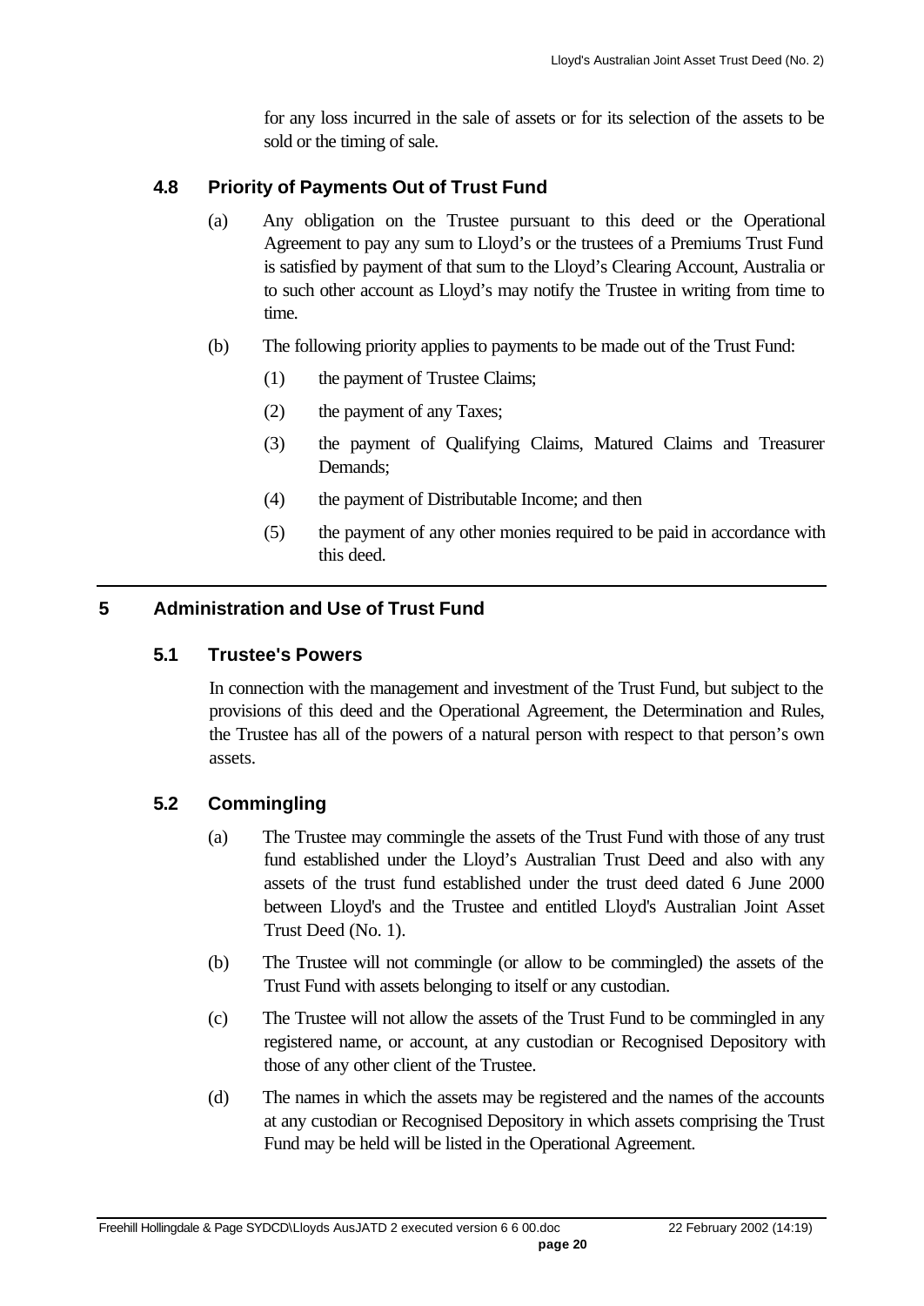for any loss incurred in the sale of assets or for its selection of the assets to be sold or the timing of sale.

### 4.8 Priority of Payments Out of Trust Fund

(a) Any obligation on the Trustee pursuant to this deed or the Operational Agreement to pay any sum to Lloyd's or the trustees of a Premiums Trust Fund is satisfied by payment of that sum to the Lloyd's Clearing Account, Australia or to such other account as Lloyd's may notify the Trustee in writing from time to time.

(b) The following priority applies to payments to be made out of the Trust Fund:

(1) the payment of Trustee Claims;

(2) the payment of any Taxes;

(3) the payment of Qualifying Claims, Matured Claims and Treasurer Demands;

(4) the payment of Distributable Income; and then

(5) the payment of any other monies required to be paid in accordance with this deed.

## 5 Administration and Use of Trust Fund

### 5.1 Trustee's Powers

In connection with the management and investment of the Trust Fund, but subject to the provisions of this deed and the Operational Agreement, the Determination and Rules, the Trustee has all of the powers of a natural person with respect to that person's own assets.

### 5.2 Commingling

(a) The Trustee may commingle the assets of the Trust Fund with those of any trust fund established under the Lloyd's Australian Trust Deed and also with any assets of the trust fund established under the trust deed dated 6 June 2000 between Lloyd's and the Trustee and entitled Lloyd's Australian Joint Asset Trust Deed (No. 1).

(b) The Trustee will not commingle (or allow to be commingled) the assets of the Trust Fund with assets belonging to itself or any custodian.

(c) The Trustee will not allow the assets of the Trust Fund to be commingled in any registered name, or account, at any custodian or Recognised Depository with those of any other client of the Trustee.

(d) The names in which the assets may be registered and the names of the accounts at any custodian or Recognised Depository in which assets comprising the Trust Fund may be held will be listed in the Operational Agreement.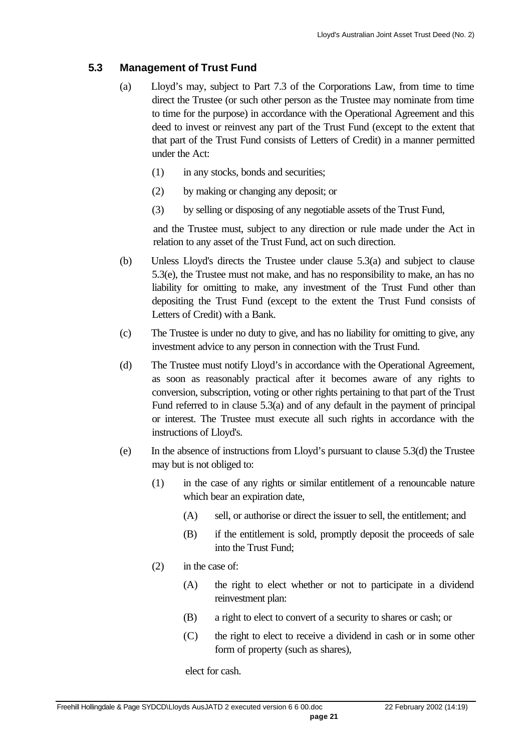### 5.3 Management of Trust Fund

(a) Lloyd's may, subject to Part 7.3 of the Corporations Law, from time to time direct the Trustee (or such other person as the Trustee may nominate from time to time for the purpose) in accordance with the Operational Agreement and this deed to invest or reinvest any part of the Trust Fund (except to the extent that that part of the Trust Fund consists of Letters of Credit) in a manner permitted under the Act:

   (1) in any stocks, bonds and securities;

   (2) by making or changing any deposit; or

   (3) by selling or disposing of any negotiable assets of the Trust Fund,

   and the Trustee must, subject to any direction or rule made under the Act in relation to any asset of the Trust Fund, act on such direction.

(b) Unless Lloyd's directs the Trustee under clause 5.3(a) and subject to clause 5.3(e), the Trustee must not make, and has no responsibility to make, an has no liability for omitting to make, any investment of the Trust Fund other than depositing the Trust Fund (except to the extent the Trust Fund consists of Letters of Credit) with a Bank.

(c) The Trustee is under no duty to give, and has no liability for omitting to give, any investment advice to any person in connection with the Trust Fund.

(d) The Trustee must notify Lloyd's in accordance with the Operational Agreement, as soon as reasonably practical after it becomes aware of any rights to conversion, subscription, voting or other rights pertaining to that part of the Trust Fund referred to in clause 5.3(a) and of any default in the payment of principal or interest. The Trustee must execute all such rights in accordance with the instructions of Lloyd's.

(e) In the absence of instructions from Lloyd's pursuant to clause 5.3(d) the Trustee may but is not obliged to:

   (1) in the case of any rights or similar entitlement of a renouncable nature which bear an expiration date,

      (A) sell, or authorise or direct the issuer to sell, the entitlement; and

      (B) if the entitlement is sold, promptly deposit the proceeds of sale into the Trust Fund;

   (2) in the case of:

      (A) the right to elect whether or not to participate in a dividend reinvestment plan:

      (B) a right to elect to convert of a security to shares or cash; or

      (C) the right to elect to receive a dividend in cash or in some other form of property (such as shares),

   elect for cash.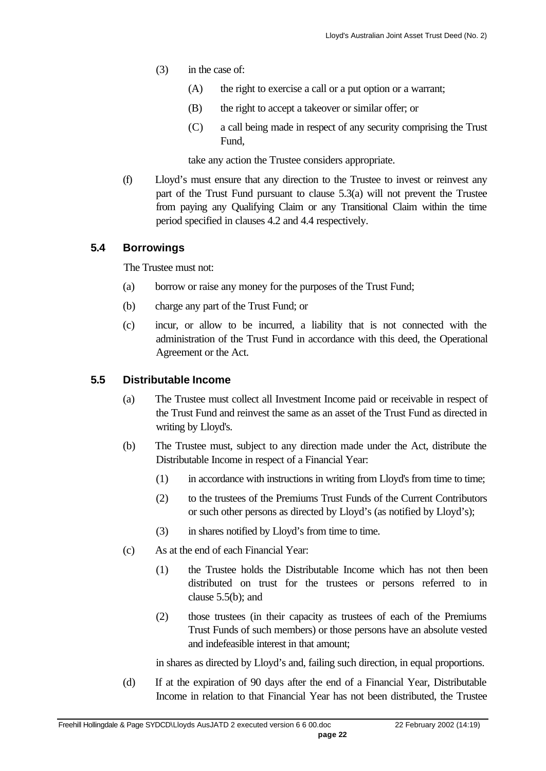(3) in the case of:

(A) the right to exercise a call or a put option or a warrant;

(B) the right to accept a takeover or similar offer; or

(C) a call being made in respect of any security comprising the Trust Fund,

take any action the Trustee considers appropriate.

(f) Lloyd's must ensure that any direction to the Trustee to invest or reinvest any part of the Trust Fund pursuant to clause 5.3(a) will not prevent the Trustee from paying any Qualifying Claim or any Transitional Claim within the time period specified in clauses 4.2 and 4.4 respectively.

## 5.4 Borrowings

The Trustee must not:

(a) borrow or raise any money for the purposes of the Trust Fund;

(b) charge any part of the Trust Fund; or

(c) incur, or allow to be incurred, a liability that is not connected with the administration of the Trust Fund in accordance with this deed, the Operational Agreement or the Act.

## 5.5 Distributable Income

(a) The Trustee must collect all Investment Income paid or receivable in respect of the Trust Fund and reinvest the same as an asset of the Trust Fund as directed in writing by Lloyd's.

(b) The Trustee must, subject to any direction made under the Act, distribute the Distributable Income in respect of a Financial Year:

(1) in accordance with instructions in writing from Lloyd's from time to time;

(2) to the trustees of the Premiums Trust Funds of the Current Contributors or such other persons as directed by Lloyd's (as notified by Lloyd's);

(3) in shares notified by Lloyd's from time to time.

(c) As at the end of each Financial Year:

(1) the Trustee holds the Distributable Income which has not then been distributed on trust for the trustees or persons referred to in clause 5.5(b); and

(2) those trustees (in their capacity as trustees of each of the Premiums Trust Funds of such members) or those persons have an absolute vested and indefeasible interest in that amount;

in shares as directed by Lloyd's and, failing such direction, in equal proportions.

(d) If at the expiration of 90 days after the end of a Financial Year, Distributable Income in relation to that Financial Year has not been distributed, the Trustee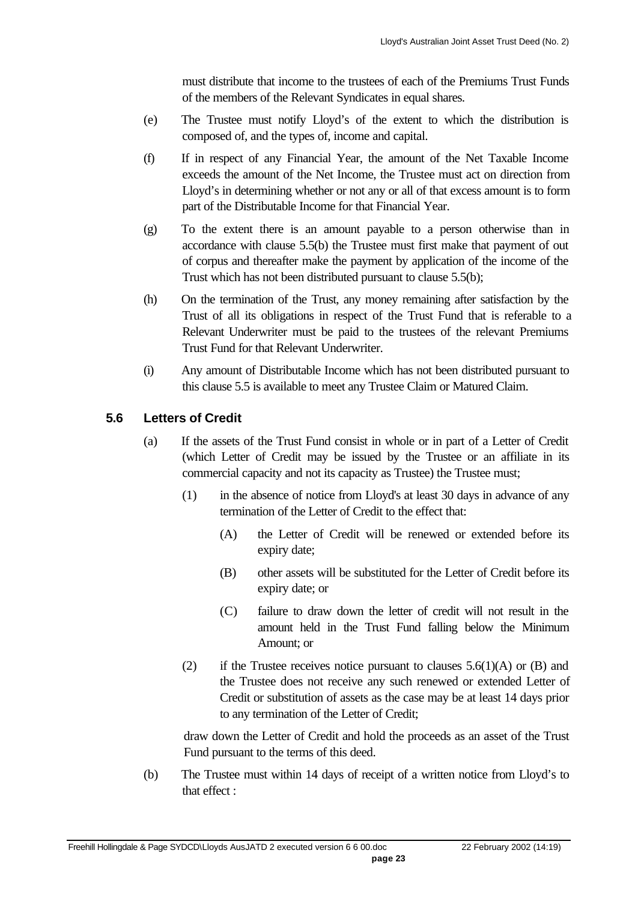must distribute that income to the trustees of each of the Premiums Trust Funds of the members of the Relevant Syndicates in equal shares.

(e) The Trustee must notify Lloyd's of the extent to which the distribution is composed of, and the types of, income and capital.

(f) If in respect of any Financial Year, the amount of the Net Taxable Income exceeds the amount of the Net Income, the Trustee must act on direction from Lloyd's in determining whether or not any or all of that excess amount is to form part of the Distributable Income for that Financial Year.

(g) To the extent there is an amount payable to a person otherwise than in accordance with clause 5.5(b) the Trustee must first make that payment of out of corpus and thereafter make the payment by application of the income of the Trust which has not been distributed pursuant to clause 5.5(b);

(h) On the termination of the Trust, any money remaining after satisfaction by the Trust of all its obligations in respect of the Trust Fund that is referable to a Relevant Underwriter must be paid to the trustees of the relevant Premiums Trust Fund for that Relevant Underwriter.

(i) Any amount of Distributable Income which has not been distributed pursuant to this clause 5.5 is available to meet any Trustee Claim or Matured Claim.

### 5.6 Letters of Credit

(a) If the assets of the Trust Fund consist in whole or in part of a Letter of Credit (which Letter of Credit may be issued by the Trustee or an affiliate in its commercial capacity and not its capacity as Trustee) the Trustee must;

(1) in the absence of notice from Lloyd's at least 30 days in advance of any termination of the Letter of Credit to the effect that:

(A) the Letter of Credit will be renewed or extended before its expiry date;

(B) other assets will be substituted for the Letter of Credit before its expiry date; or

(C) failure to draw down the letter of credit will not result in the amount held in the Trust Fund falling below the Minimum Amount; or

(2) if the Trustee receives notice pursuant to clauses 5.6(1)(A) or (B) and the Trustee does not receive any such renewed or extended Letter of Credit or substitution of assets as the case may be at least 14 days prior to any termination of the Letter of Credit;

draw down the Letter of Credit and hold the proceeds as an asset of the Trust Fund pursuant to the terms of this deed.

(b) The Trustee must within 14 days of receipt of a written notice from Lloyd's to that effect :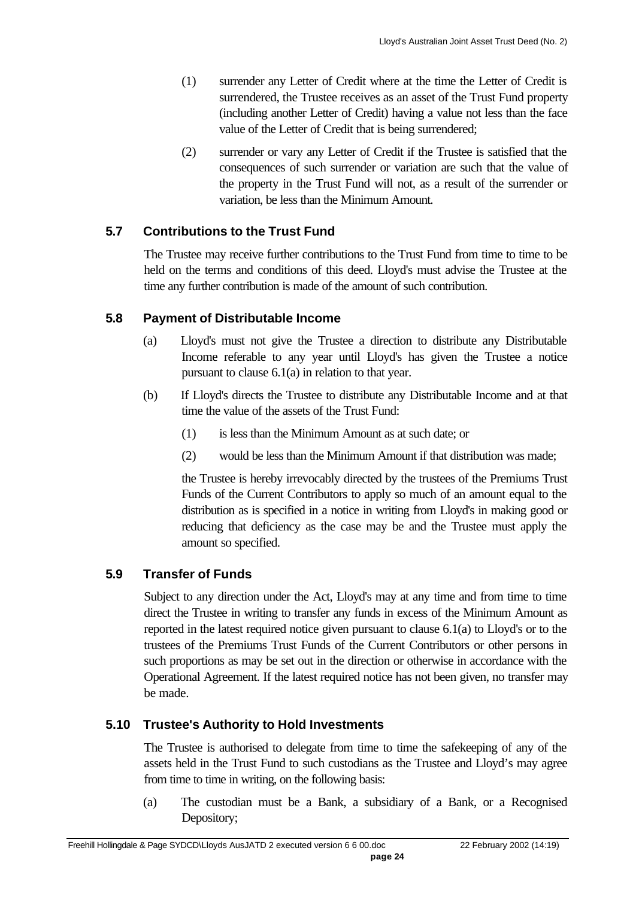(1) surrender any Letter of Credit where at the time the Letter of Credit is surrendered, the Trustee receives as an asset of the Trust Fund property (including another Letter of Credit) having a value not less than the face value of the Letter of Credit that is being surrendered;

(2) surrender or vary any Letter of Credit if the Trustee is satisfied that the consequences of such surrender or variation are such that the value of the property in the Trust Fund will not, as a result of the surrender or variation, be less than the Minimum Amount.

### 5.7 Contributions to the Trust Fund

The Trustee may receive further contributions to the Trust Fund from time to time to be held on the terms and conditions of this deed. Lloyd's must advise the Trustee at the time any further contribution is made of the amount of such contribution.

### 5.8 Payment of Distributable Income

(a) Lloyd's must not give the Trustee a direction to distribute any Distributable Income referable to any year until Lloyd's has given the Trustee a notice pursuant to clause 6.1(a) in relation to that year.

(b) If Lloyd's directs the Trustee to distribute any Distributable Income and at that time the value of the assets of the Trust Fund:

(1) is less than the Minimum Amount as at such date; or

(2) would be less than the Minimum Amount if that distribution was made;

the Trustee is hereby irrevocably directed by the trustees of the Premiums Trust Funds of the Current Contributors to apply so much of an amount equal to the distribution as is specified in a notice in writing from Lloyd's in making good or reducing that deficiency as the case may be and the Trustee must apply the amount so specified.

### 5.9 Transfer of Funds

Subject to any direction under the Act, Lloyd's may at any time and from time to time direct the Trustee in writing to transfer any funds in excess of the Minimum Amount as reported in the latest required notice given pursuant to clause 6.1(a) to Lloyd's or to the trustees of the Premiums Trust Funds of the Current Contributors or other persons in such proportions as may be set out in the direction or otherwise in accordance with the Operational Agreement. If the latest required notice has not been given, no transfer may be made.

### 5.10 Trustee's Authority to Hold Investments

The Trustee is authorised to delegate from time to time the safekeeping of any of the assets held in the Trust Fund to such custodians as the Trustee and Lloyd's may agree from time to time in writing, on the following basis:

(a) The custodian must be a Bank, a subsidiary of a Bank, or a Recognised Depository;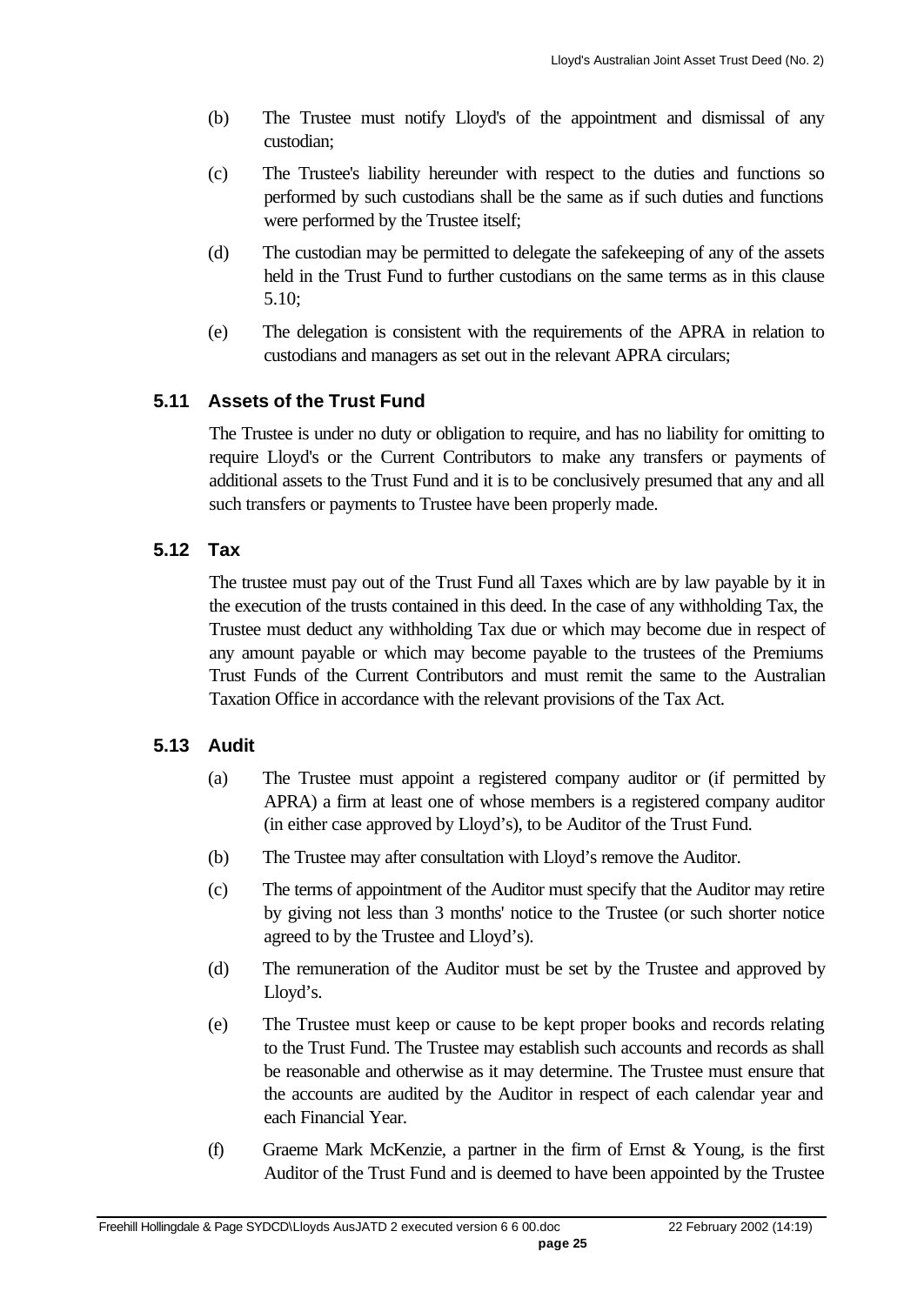(b) The Trustee must notify Lloyd's of the appointment and dismissal of any custodian;

(c) The Trustee's liability hereunder with respect to the duties and functions so performed by such custodians shall be the same as if such duties and functions were performed by the Trustee itself;

(d) The custodian may be permitted to delegate the safekeeping of any of the assets held in the Trust Fund to further custodians on the same terms as in this clause 5.10;

(e) The delegation is consistent with the requirements of the APRA in relation to custodians and managers as set out in the relevant APRA circulars;

### 5.11 Assets of the Trust Fund

The Trustee is under no duty or obligation to require, and has no liability for omitting to require Lloyd's or the Current Contributors to make any transfers or payments of additional assets to the Trust Fund and it is to be conclusively presumed that any and all such transfers or payments to Trustee have been properly made.

### 5.12 Tax

The trustee must pay out of the Trust Fund all Taxes which are by law payable by it in the execution of the trusts contained in this deed. In the case of any withholding Tax, the Trustee must deduct any withholding Tax due or which may become due in respect of any amount payable or which may become payable to the trustees of the Premiums Trust Funds of the Current Contributors and must remit the same to the Australian Taxation Office in accordance with the relevant provisions of the Tax Act.

### 5.13 Audit

(a) The Trustee must appoint a registered company auditor or (if permitted by APRA) a firm at least one of whose members is a registered company auditor (in either case approved by Lloyd's), to be Auditor of the Trust Fund.

(b) The Trustee may after consultation with Lloyd's remove the Auditor.

(c) The terms of appointment of the Auditor must specify that the Auditor may retire by giving not less than 3 months' notice to the Trustee (or such shorter notice agreed to by the Trustee and Lloyd's).

(d) The remuneration of the Auditor must be set by the Trustee and approved by Lloyd's.

(e) The Trustee must keep or cause to be kept proper books and records relating to the Trust Fund. The Trustee may establish such accounts and records as shall be reasonable and otherwise as it may determine. The Trustee must ensure that the accounts are audited by the Auditor in respect of each calendar year and each Financial Year.

(f) Graeme Mark McKenzie, a partner in the firm of Ernst & Young, is the first Auditor of the Trust Fund and is deemed to have been appointed by the Trustee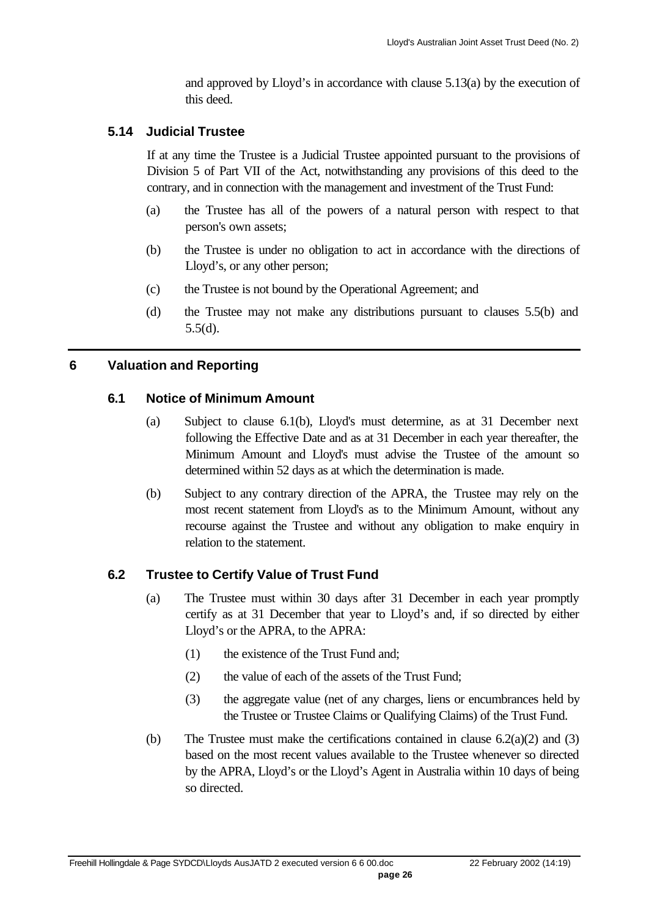and approved by Lloyd's in accordance with clause 5.13(a) by the execution of this deed.

### 5.14 Judicial Trustee

If at any time the Trustee is a Judicial Trustee appointed pursuant to the provisions of Division 5 of Part VII of the Act, notwithstanding any provisions of this deed to the contrary, and in connection with the management and investment of the Trust Fund:

(a) the Trustee has all of the powers of a natural person with respect to that person's own assets;

(b) the Trustee is under no obligation to act in accordance with the directions of Lloyd's, or any other person;

(c) the Trustee is not bound by the Operational Agreement; and

(d) the Trustee may not make any distributions pursuant to clauses 5.5(b) and 5.5(d).

## 6 Valuation and Reporting

### 6.1 Notice of Minimum Amount

(a) Subject to clause 6.1(b), Lloyd's must determine, as at 31 December next following the Effective Date and as at 31 December in each year thereafter, the Minimum Amount and Lloyd's must advise the Trustee of the amount so determined within 52 days as at which the determination is made.

(b) Subject to any contrary direction of the APRA, the Trustee may rely on the most recent statement from Lloyd's as to the Minimum Amount, without any recourse against the Trustee and without any obligation to make enquiry in relation to the statement.

### 6.2 Trustee to Certify Value of Trust Fund

(a) The Trustee must within 30 days after 31 December in each year promptly certify as at 31 December that year to Lloyd's and, if so directed by either Lloyd's or the APRA, to the APRA:

(1) the existence of the Trust Fund and;

(2) the value of each of the assets of the Trust Fund;

(3) the aggregate value (net of any charges, liens or encumbrances held by the Trustee or Trustee Claims or Qualifying Claims) of the Trust Fund.

(b) The Trustee must make the certifications contained in clause 6.2(a)(2) and (3) based on the most recent values available to the Trustee whenever so directed by the APRA, Lloyd's or the Lloyd's Agent in Australia within 10 days of being so directed.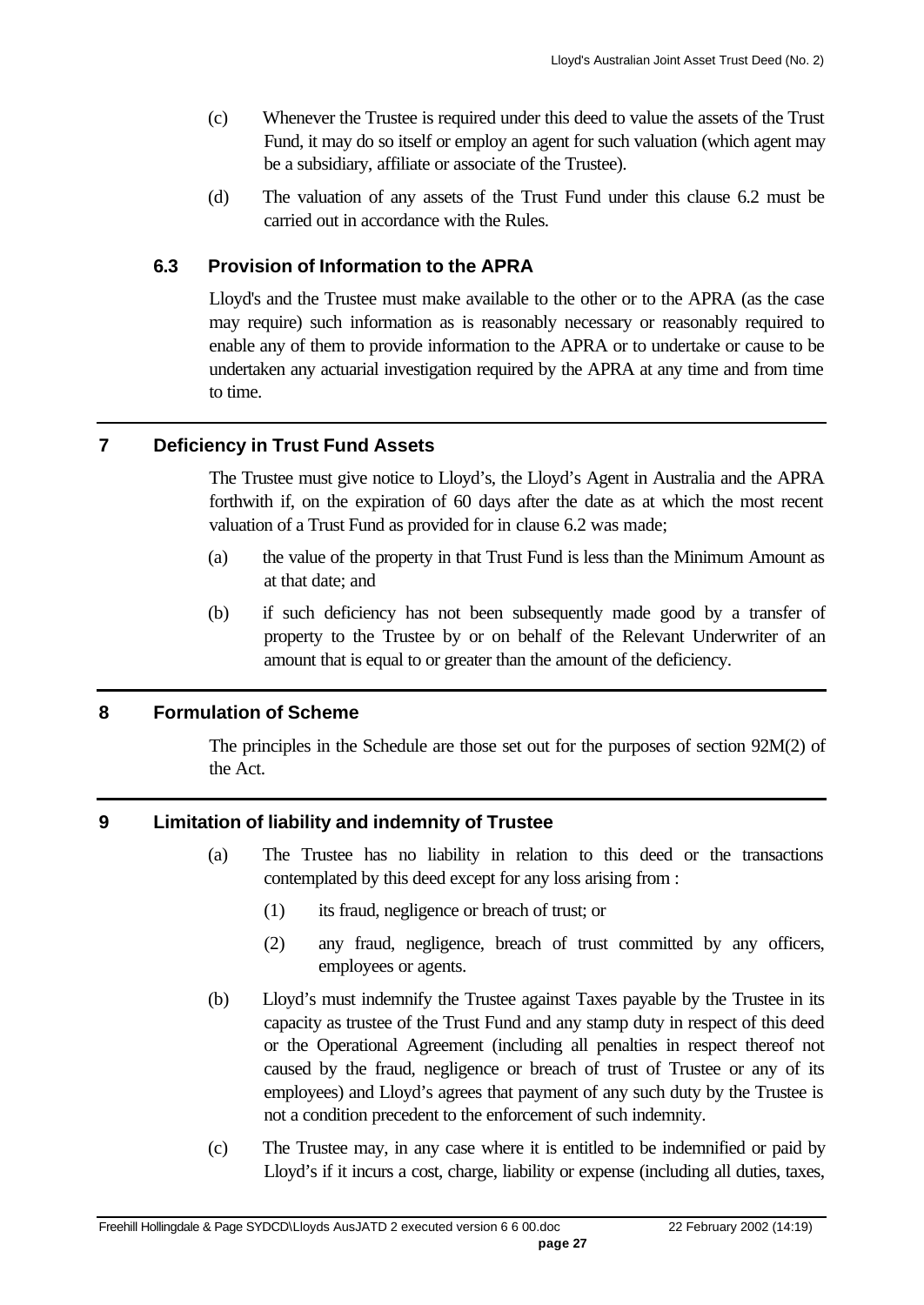(c) Whenever the Trustee is required under this deed to value the assets of the Trust Fund, it may do so itself or employ an agent for such valuation (which agent may be a subsidiary, affiliate or associate of the Trustee).

(d) The valuation of any assets of the Trust Fund under this clause 6.2 must be carried out in accordance with the Rules.

### 6.3 Provision of Information to the APRA

Lloyd's and the Trustee must make available to the other or to the APRA (as the case may require) such information as is reasonably necessary or reasonably required to enable any of them to provide information to the APRA or to undertake or cause to be undertaken any actuarial investigation required by the APRA at any time and from time to time.

## 7 Deficiency in Trust Fund Assets

The Trustee must give notice to Lloyd's, the Lloyd's Agent in Australia and the APRA forthwith if, on the expiration of 60 days after the date as at which the most recent valuation of a Trust Fund as provided for in clause 6.2 was made;

(a) the value of the property in that Trust Fund is less than the Minimum Amount as at that date; and

(b) if such deficiency has not been subsequently made good by a transfer of property to the Trustee by or on behalf of the Relevant Underwriter of an amount that is equal to or greater than the amount of the deficiency.

## 8 Formulation of Scheme

The principles in the Schedule are those set out for the purposes of section 92M(2) of the Act.

## 9 Limitation of liability and indemnity of Trustee

(a) The Trustee has no liability in relation to this deed or the transactions contemplated by this deed except for any loss arising from :

(1) its fraud, negligence or breach of trust; or

(2) any fraud, negligence, breach of trust committed by any officers, employees or agents.

(b) Lloyd's must indemnify the Trustee against Taxes payable by the Trustee in its capacity as trustee of the Trust Fund and any stamp duty in respect of this deed or the Operational Agreement (including all penalties in respect thereof not caused by the fraud, negligence or breach of trust of Trustee or any of its employees) and Lloyd's agrees that payment of any such duty by the Trustee is not a condition precedent to the enforcement of such indemnity.

(c) The Trustee may, in any case where it is entitled to be indemnified or paid by Lloyd's if it incurs a cost, charge, liability or expense (including all duties, taxes,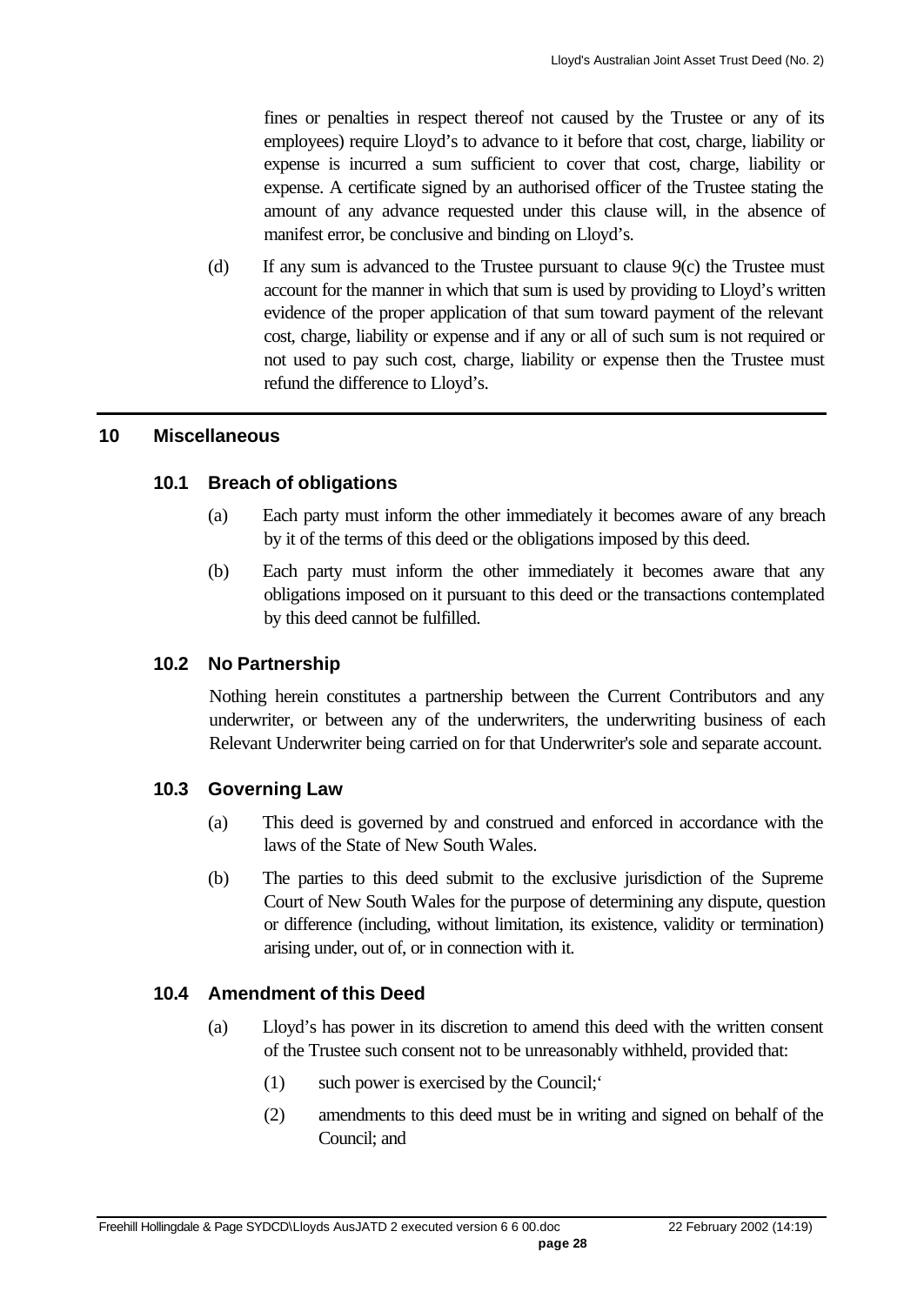fines or penalties in respect thereof not caused by the Trustee or any of its employees) require Lloyd's to advance to it before that cost, charge, liability or expense is incurred a sum sufficient to cover that cost, charge, liability or expense. A certificate signed by an authorised officer of the Trustee stating the amount of any advance requested under this clause will, in the absence of manifest error, be conclusive and binding on Lloyd's.

(d) If any sum is advanced to the Trustee pursuant to clause 9(c) the Trustee must account for the manner in which that sum is used by providing to Lloyd's written evidence of the proper application of that sum toward payment of the relevant cost, charge, liability or expense and if any or all of such sum is not required or not used to pay such cost, charge, liability or expense then the Trustee must refund the difference to Lloyd's.

## 10 Miscellaneous

### 10.1 Breach of obligations

(a) Each party must inform the other immediately it becomes aware of any breach by it of the terms of this deed or the obligations imposed by this deed.

(b) Each party must inform the other immediately it becomes aware that any obligations imposed on it pursuant to this deed or the transactions contemplated by this deed cannot be fulfilled.

### 10.2 No Partnership

Nothing herein constitutes a partnership between the Current Contributors and any underwriter, or between any of the underwriters, the underwriting business of each Relevant Underwriter being carried on for that Underwriter's sole and separate account.

### 10.3 Governing Law

(a) This deed is governed by and construed and enforced in accordance with the laws of the State of New South Wales.

(b) The parties to this deed submit to the exclusive jurisdiction of the Supreme Court of New South Wales for the purpose of determining any dispute, question or difference (including, without limitation, its existence, validity or termination) arising under, out of, or in connection with it.

### 10.4 Amendment of this Deed

(a) Lloyd's has power in its discretion to amend this deed with the written consent of the Trustee such consent not to be unreasonably withheld, provided that:

(1) such power is exercised by the Council;'

(2) amendments to this deed must be in writing and signed on behalf of the Council; and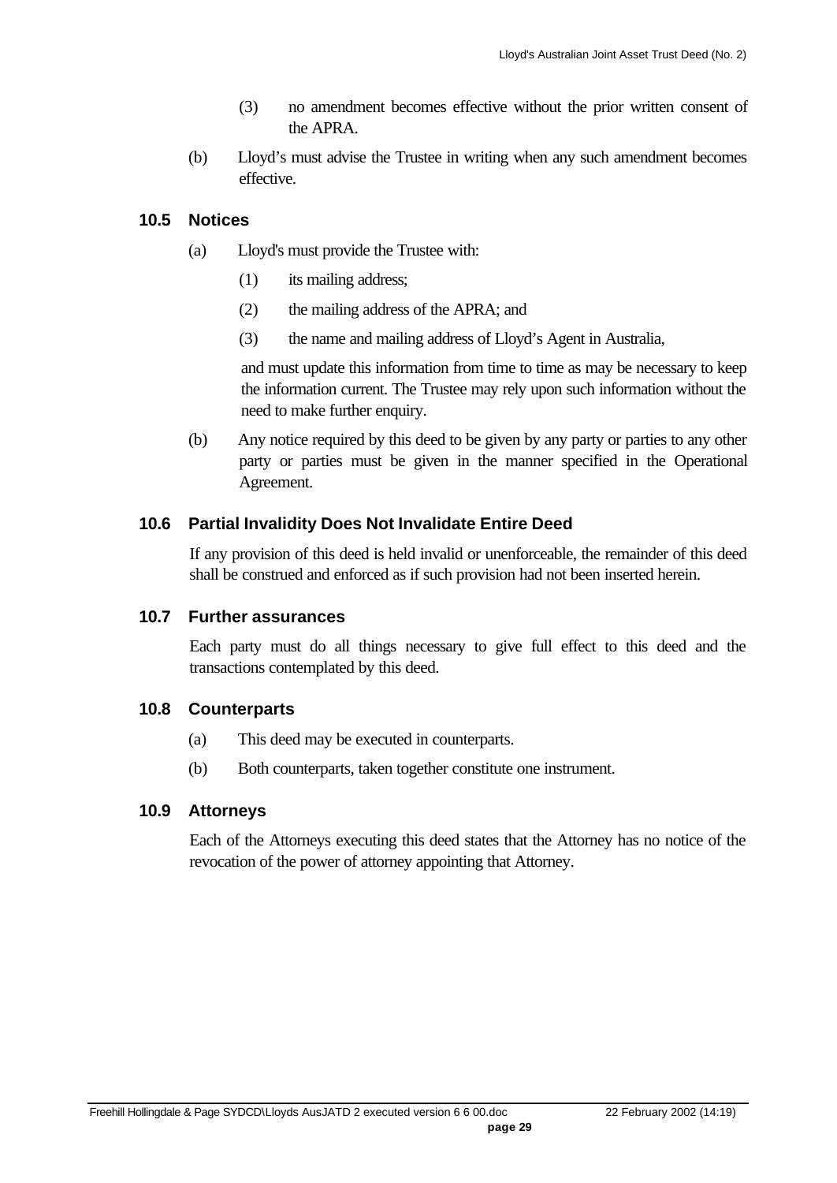(3) no amendment becomes effective without the prior written consent of the APRA.

(b) Lloyd's must advise the Trustee in writing when any such amendment becomes effective.

### 10.5 Notices

(a) Lloyd's must provide the Trustee with:

(1) its mailing address;

(2) the mailing address of the APRA; and

(3) the name and mailing address of Lloyd's Agent in Australia,

and must update this information from time to time as may be necessary to keep the information current. The Trustee may rely upon such information without the need to make further enquiry.

(b) Any notice required by this deed to be given by any party or parties to any other party or parties must be given in the manner specified in the Operational Agreement.

### 10.6 Partial Invalidity Does Not Invalidate Entire Deed

If any provision of this deed is held invalid or unenforceable, the remainder of this deed shall be construed and enforced as if such provision had not been inserted herein.

### 10.7 Further assurances

Each party must do all things necessary to give full effect to this deed and the transactions contemplated by this deed.

### 10.8 Counterparts

(a) This deed may be executed in counterparts.

(b) Both counterparts, taken together constitute one instrument.

### 10.9 Attorneys

Each of the Attorneys executing this deed states that the Attorney has no notice of the revocation of the power of attorney appointing that Attorney.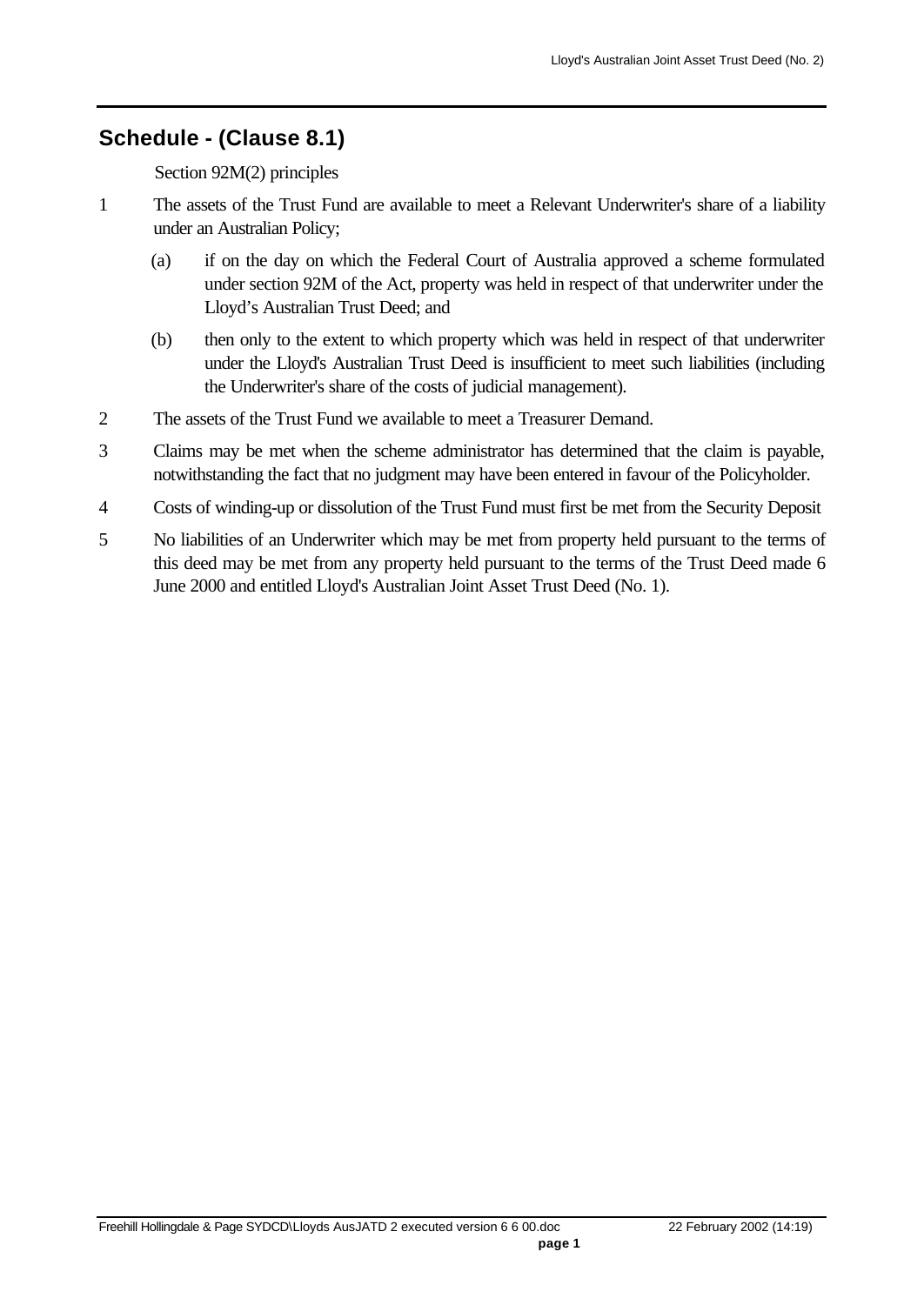## Schedule - (Clause 8.1)

Section 92M(2) principles

1. The assets of the Trust Fund are available to meet a Relevant Underwriter's share of a liability under an Australian Policy;

   (a) if on the day on which the Federal Court of Australia approved a scheme formulated under section 92M of the Act, property was held in respect of that underwriter under the Lloyd's Australian Trust Deed; and

   (b) then only to the extent to which property which was held in respect of that underwriter under the Lloyd's Australian Trust Deed is insufficient to meet such liabilities (including the Underwriter's share of the costs of judicial management).

2. The assets of the Trust Fund we available to meet a Treasurer Demand.

3. Claims may be met when the scheme administrator has determined that the claim is payable, notwithstanding the fact that no judgment may have been entered in favour of the Policyholder.

4. Costs of winding-up or dissolution of the Trust Fund must first be met from the Security Deposit

5. No liabilities of an Underwriter which may be met from property held pursuant to the terms of this deed may be met from any property held pursuant to the terms of the Trust Deed made 6 June 2000 and entitled Lloyd's Australian Joint Asset Trust Deed (No. 1).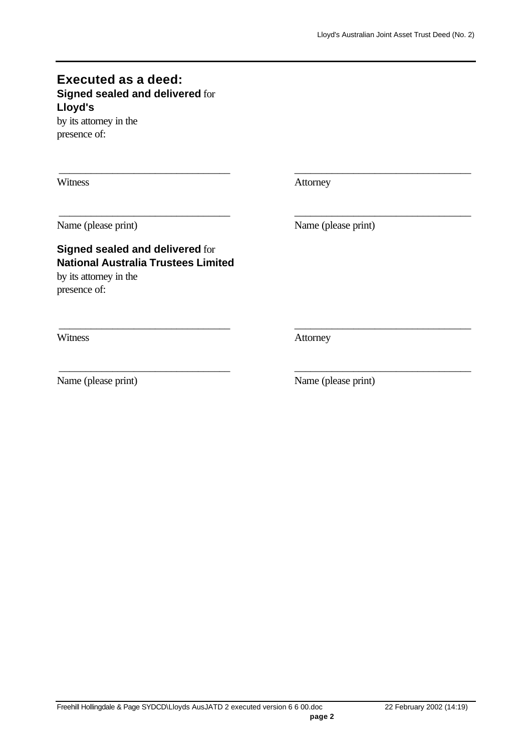## Executed as a deed:

**Signed sealed and delivered** for
**Lloyd's**
by its attorney in the
presence of:

| | |
|---|---|
| ________________________________ | ________________________________ |
| Witness | Attorney |
| ________________________________ | ________________________________ |
| Name (please print) | Name (please print) |

**Signed sealed and delivered** for
**National Australia Trustees Limited**
by its attorney in the
presence of:

| | |
|---|---|
| ________________________________ | ________________________________ |
| Witness | Attorney |
| ________________________________ | ________________________________ |
| Name (please print) | Name (please print) |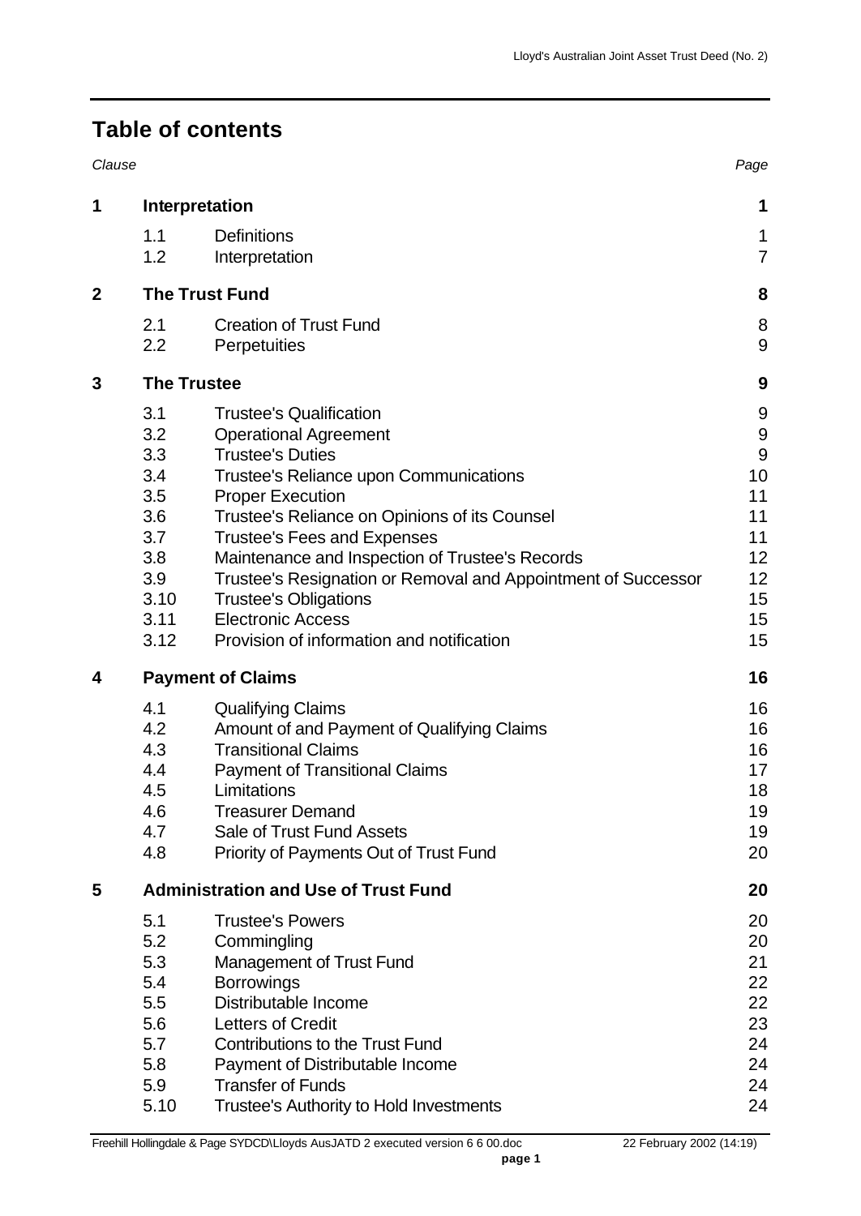# Table of contents

| Clause | | | Page |
|---|---|---|---|
| **1** | **Interpretation** | | **1** |
| | 1.1 | Definitions | 1 |
| | 1.2 | Interpretation | 7 |
| **2** | **The Trust Fund** | | **8** |
| | 2.1 | Creation of Trust Fund | 8 |
| | 2.2 | Perpetuities | 9 |
| **3** | **The Trustee** | | **9** |
| | 3.1 | Trustee's Qualification | 9 |
| | 3.2 | Operational Agreement | 9 |
| | 3.3 | Trustee's Duties | 9 |
| | 3.4 | Trustee's Reliance upon Communications | 10 |
| | 3.5 | Proper Execution | 11 |
| | 3.6 | Trustee's Reliance on Opinions of its Counsel | 11 |
| | 3.7 | Trustee's Fees and Expenses | 11 |
| | 3.8 | Maintenance and Inspection of Trustee's Records | 12 |
| | 3.9 | Trustee's Resignation or Removal and Appointment of Successor | 12 |
| | 3.10 | Trustee's Obligations | 15 |
| | 3.11 | Electronic Access | 15 |
| | 3.12 | Provision of information and notification | 15 |
| **4** | **Payment of Claims** | | **16** |
| | 4.1 | Qualifying Claims | 16 |
| | 4.2 | Amount of and Payment of Qualifying Claims | 16 |
| | 4.3 | Transitional Claims | 16 |
| | 4.4 | Payment of Transitional Claims | 17 |
| | 4.5 | Limitations | 18 |
| | 4.6 | Treasurer Demand | 19 |
| | 4.7 | Sale of Trust Fund Assets | 19 |
| | 4.8 | Priority of Payments Out of Trust Fund | 20 |
| **5** | **Administration and Use of Trust Fund** | | **20** |
| | 5.1 | Trustee's Powers | 20 |
| | 5.2 | Commingling | 20 |
| | 5.3 | Management of Trust Fund | 21 |
| | 5.4 | Borrowings | 22 |
| | 5.5 | Distributable Income | 22 |
| | 5.6 | Letters of Credit | 23 |
| | 5.7 | Contributions to the Trust Fund | 24 |
| | 5.8 | Payment of Distributable Income | 24 |
| | 5.9 | Transfer of Funds | 24 |
| | 5.10 | Trustee's Authority to Hold Investments | 24 |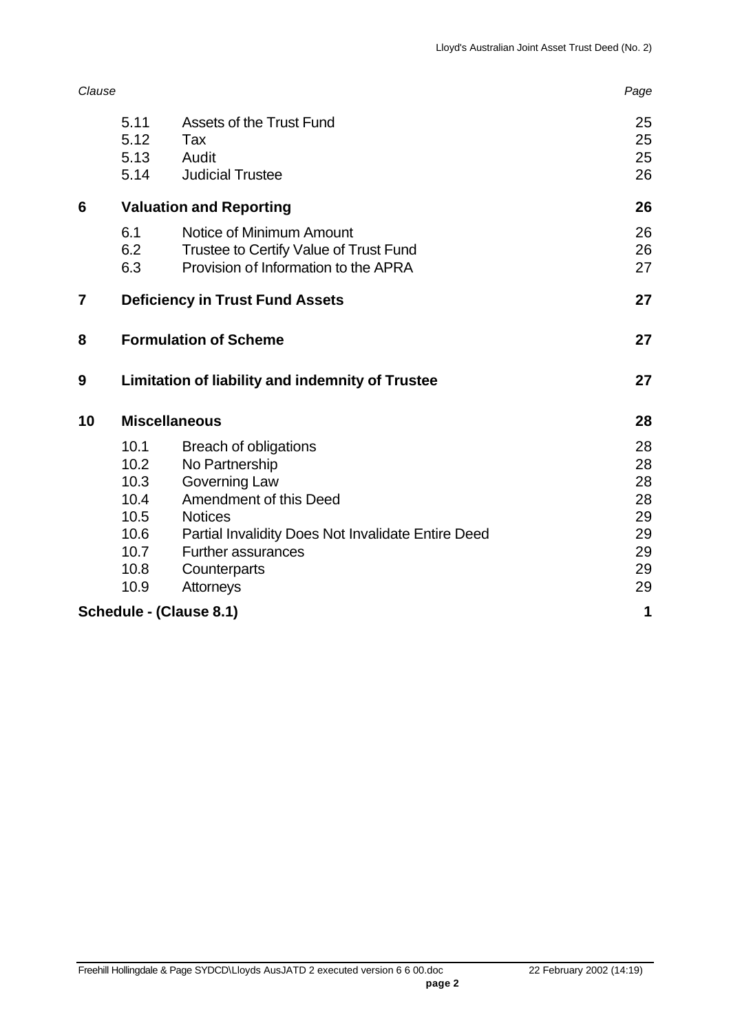| Clause | | | Page |
|---|---|---|---|
| | 5.11 | Assets of the Trust Fund | 25 |
| | 5.12 | Tax | 25 |
| | 5.13 | Audit | 25 |
| | 5.14 | Judicial Trustee | 26 |
| **6** | **Valuation and Reporting** | | **26** |
| | 6.1 | Notice of Minimum Amount | 26 |
| | 6.2 | Trustee to Certify Value of Trust Fund | 26 |
| | 6.3 | Provision of Information to the APRA | 27 |
| **7** | **Deficiency in Trust Fund Assets** | | **27** |
| **8** | **Formulation of Scheme** | | **27** |
| **9** | **Limitation of liability and indemnity of Trustee** | | **27** |
| **10** | **Miscellaneous** | | **28** |
| | 10.1 | Breach of obligations | 28 |
| | 10.2 | No Partnership | 28 |
| | 10.3 | Governing Law | 28 |
| | 10.4 | Amendment of this Deed | 28 |
| | 10.5 | Notices | 29 |
| | 10.6 | Partial Invalidity Does Not Invalidate Entire Deed | 29 |
| | 10.7 | Further assurances | 29 |
| | 10.8 | Counterparts | 29 |
| | 10.9 | Attorneys | 29 |
| **Schedule - (Clause 8.1)** | | | **1** |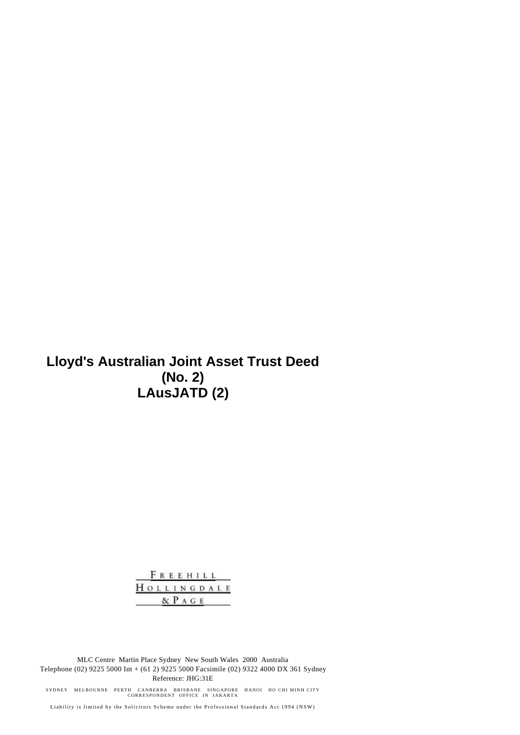# Lloyd's Australian Joint Asset Trust Deed (No. 2)
# LAusJATD (2)

FREEHILL
HOLLINGDALE
& PAGE

MLC Centre Martin Place Sydney New South Wales 2000 Australia
Telephone (02) 9225 5000 Int + (61 2) 9225 5000 Facsimile (02) 9322 4000 DX 361 Sydney
Reference: JHG:31E

SYDNEY MELBOURNE PERTH CANBERRA BRISBANE SINGAPORE HANOI HO CHI MINH CITY
CORRESPONDENT OFFICE IN JAKARTA

Liability is limited by the Solicitors Scheme under the Professional Standards Act 1994 (NSW)